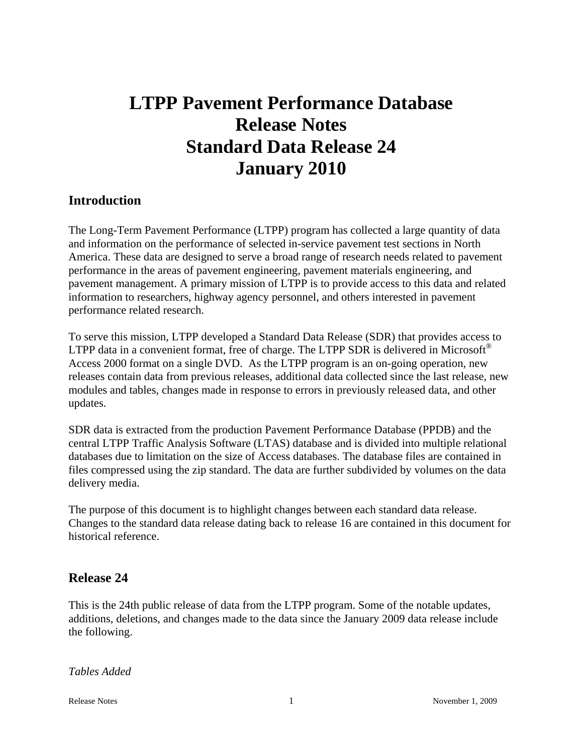# LTPP Pavement Performance Database Release Notes Standard Data Release 24 January 2010

## Introduction

The Long-Term Pavement Performance (LTPP) program has collected a large quantity of data and information on the performance of selected in-service pavement test sections in North America. These data are designed to serve a broad range of research needs related to pavement performance in the areas of pavement engineering, pavement materials engineering, and pavement management. A primary mission of LTPP is to provide access to this data and related information to researchers, highway agency personnel, and others interested in pavement performance related research.

To serve this mission, LTPP developed a Standard Data Release (SDR) that provides access to LTPP data in a convenient format, free of charge. The LTPP SDR is delivered in Microsoft® Access 2000 format on a single DVD. As the LTPP program is an on-going operation, new releases contain data from previous releases, additional data collected since the last release, new modules and tables, changes made in response to errors in previously released data, and other updates.

SDR data is extracted from the production Pavement Performance Database (PPDB) and the central LTPP Traffic Analysis Software (LTAS) database and is divided into multiple relational databases due to limitation on the size of Access databases. The database files are contained in files compressed using the zip standard. The data are further subdivided by volumes on the data delivery media.

The purpose of this document is to highlight changes between each standard data release. Changes to the standard data release dating back to release 16 are contained in this document for historical reference.

## Release 24

This is the 24th public release of data from the LTPP program. Some of the notable updates, additions, deletions, and changes made to the data since the January 2009 data release include the following.

*Tables Added*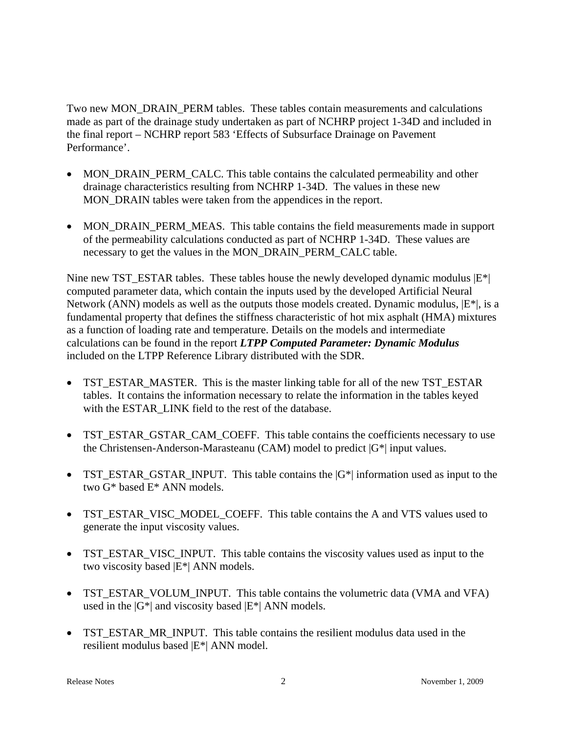Two new MON_DRAIN_PERM tables. These tables contain measurements and calculations made as part of the drainage study undertaken as part of NCHRP project 1-34D and included in the final report – NCHRP report 583 'Effects of Subsurface Drainage on Pavement Performance'.

- MON_DRAIN_PERM_CALC. This table contains the calculated permeability and other drainage characteristics resulting from NCHRP 1-34D. The values in these new MON_DRAIN tables were taken from the appendices in the report.

- MON_DRAIN_PERM_MEAS. This table contains the field measurements made in support of the permeability calculations conducted as part of NCHRP 1-34D. These values are necessary to get the values in the MON_DRAIN_PERM_CALC table.

Nine new TST_ESTAR tables. These tables house the newly developed dynamic modulus |E*| computed parameter data, which contain the inputs used by the developed Artificial Neural Network (ANN) models as well as the outputs those models created. Dynamic modulus, |E*|, is a fundamental property that defines the stiffness characteristic of hot mix asphalt (HMA) mixtures as a function of loading rate and temperature. Details on the models and intermediate calculations can be found in the report ***LTPP Computed Parameter: Dynamic Modulus*** included on the LTPP Reference Library distributed with the SDR.

- TST_ESTAR_MASTER. This is the master linking table for all of the new TST_ESTAR tables. It contains the information necessary to relate the information in the tables keyed with the ESTAR_LINK field to the rest of the database.

- TST_ESTAR_GSTAR_CAM_COEFF. This table contains the coefficients necessary to use the Christensen-Anderson-Marasteanu (CAM) model to predict |G*| input values.

- TST_ESTAR_GSTAR_INPUT. This table contains the |G*| information used as input to the two G* based E* ANN models.

- TST_ESTAR_VISC_MODEL_COEFF. This table contains the A and VTS values used to generate the input viscosity values.

- TST_ESTAR_VISC_INPUT. This table contains the viscosity values used as input to the two viscosity based |E*| ANN models.

- TST_ESTAR_VOLUM_INPUT. This table contains the volumetric data (VMA and VFA) used in the |G*| and viscosity based |E*| ANN models.

- TST_ESTAR_MR_INPUT. This table contains the resilient modulus data used in the resilient modulus based |E*| ANN model.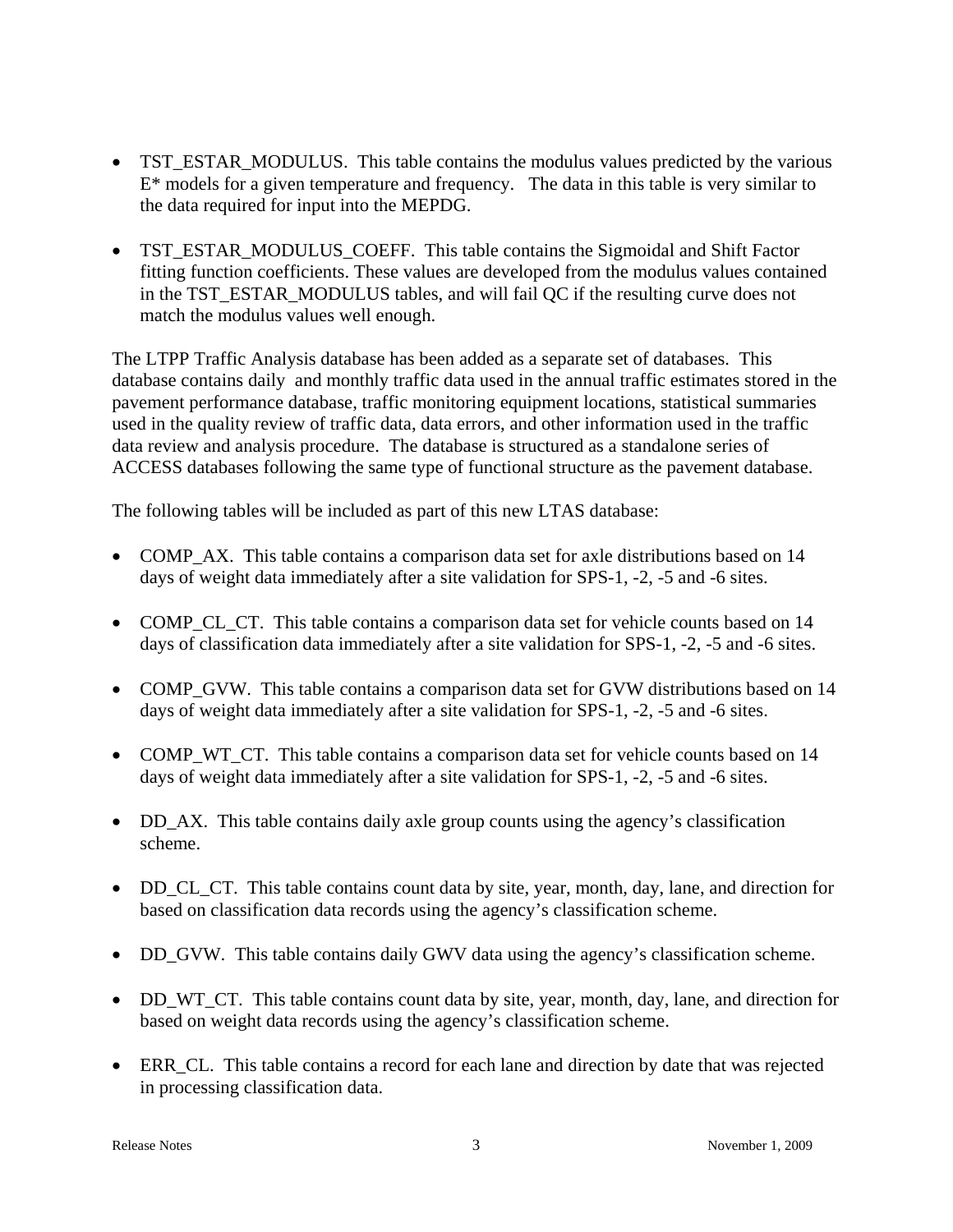- TST_ESTAR_MODULUS. This table contains the modulus values predicted by the various E* models for a given temperature and frequency. The data in this table is very similar to the data required for input into the MEPDG.

- TST_ESTAR_MODULUS_COEFF. This table contains the Sigmoidal and Shift Factor fitting function coefficients. These values are developed from the modulus values contained in the TST_ESTAR_MODULUS tables, and will fail QC if the resulting curve does not match the modulus values well enough.

The LTPP Traffic Analysis database has been added as a separate set of databases. This database contains daily and monthly traffic data used in the annual traffic estimates stored in the pavement performance database, traffic monitoring equipment locations, statistical summaries used in the quality review of traffic data, data errors, and other information used in the traffic data review and analysis procedure. The database is structured as a standalone series of ACCESS databases following the same type of functional structure as the pavement database.

The following tables will be included as part of this new LTAS database:

- COMP_AX. This table contains a comparison data set for axle distributions based on 14 days of weight data immediately after a site validation for SPS-1, -2, -5 and -6 sites.

- COMP_CL_CT. This table contains a comparison data set for vehicle counts based on 14 days of classification data immediately after a site validation for SPS-1, -2, -5 and -6 sites.

- COMP_GVW. This table contains a comparison data set for GVW distributions based on 14 days of weight data immediately after a site validation for SPS-1, -2, -5 and -6 sites.

- COMP_WT_CT. This table contains a comparison data set for vehicle counts based on 14 days of weight data immediately after a site validation for SPS-1, -2, -5 and -6 sites.

- DD_AX. This table contains daily axle group counts using the agency's classification scheme.

- DD_CL_CT. This table contains count data by site, year, month, day, lane, and direction for based on classification data records using the agency's classification scheme.

- DD_GVW. This table contains daily GWV data using the agency's classification scheme.

- DD_WT_CT. This table contains count data by site, year, month, day, lane, and direction for based on weight data records using the agency's classification scheme.

- ERR_CL. This table contains a record for each lane and direction by date that was rejected in processing classification data.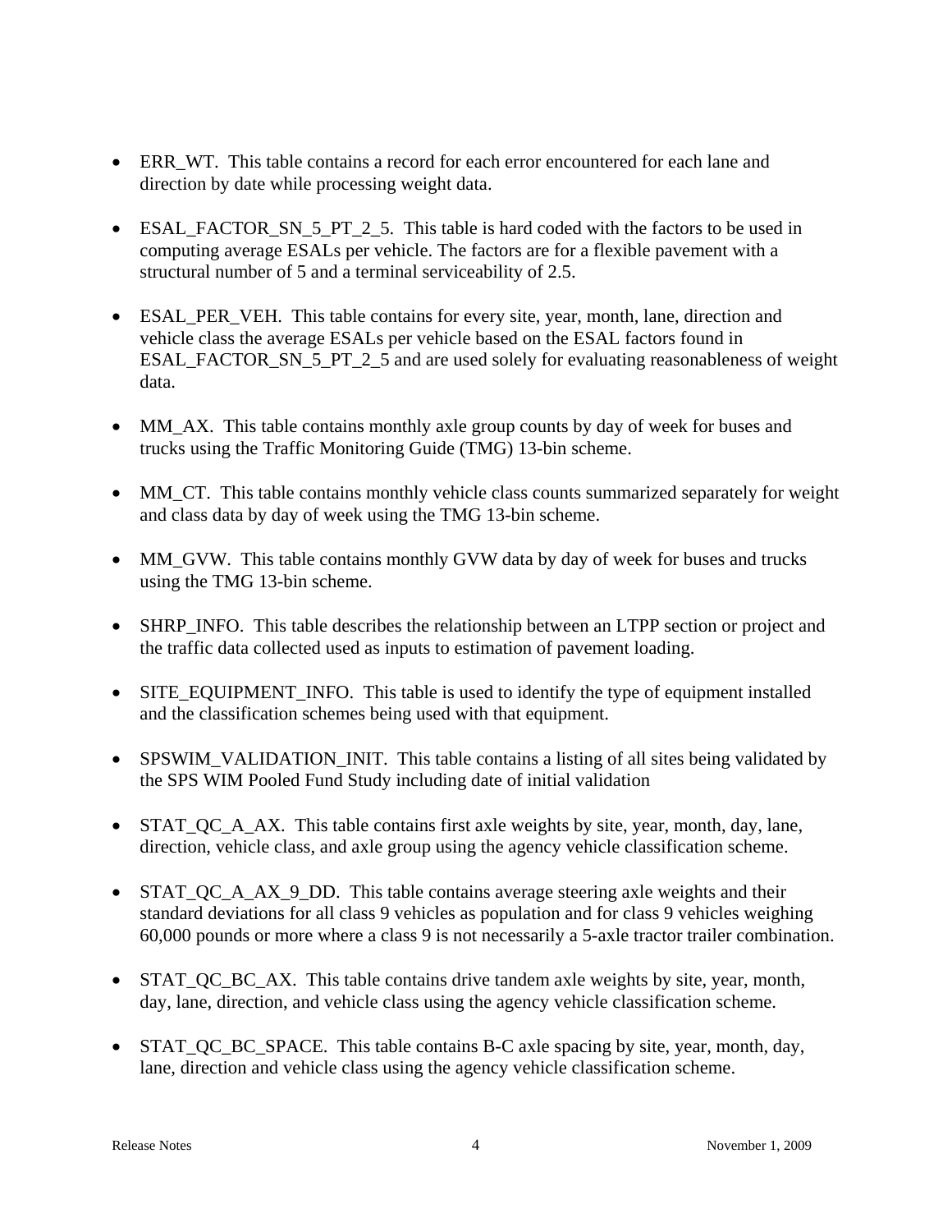- ERR_WT. This table contains a record for each error encountered for each lane and direction by date while processing weight data.

- ESAL_FACTOR_SN_5_PT_2_5. This table is hard coded with the factors to be used in computing average ESALs per vehicle. The factors are for a flexible pavement with a structural number of 5 and a terminal serviceability of 2.5.

- ESAL_PER_VEH. This table contains for every site, year, month, lane, direction and vehicle class the average ESALs per vehicle based on the ESAL factors found in ESAL_FACTOR_SN_5_PT_2_5 and are used solely for evaluating reasonableness of weight data.

- MM_AX. This table contains monthly axle group counts by day of week for buses and trucks using the Traffic Monitoring Guide (TMG) 13-bin scheme.

- MM_CT. This table contains monthly vehicle class counts summarized separately for weight and class data by day of week using the TMG 13-bin scheme.

- MM_GVW. This table contains monthly GVW data by day of week for buses and trucks using the TMG 13-bin scheme.

- SHRP_INFO. This table describes the relationship between an LTPP section or project and the traffic data collected used as inputs to estimation of pavement loading.

- SITE_EQUIPMENT_INFO. This table is used to identify the type of equipment installed and the classification schemes being used with that equipment.

- SPSWIM_VALIDATION_INIT. This table contains a listing of all sites being validated by the SPS WIM Pooled Fund Study including date of initial validation

- STAT_QC_A_AX. This table contains first axle weights by site, year, month, day, lane, direction, vehicle class, and axle group using the agency vehicle classification scheme.

- STAT_QC_A_AX_9_DD. This table contains average steering axle weights and their standard deviations for all class 9 vehicles as population and for class 9 vehicles weighing 60,000 pounds or more where a class 9 is not necessarily a 5-axle tractor trailer combination.

- STAT_QC_BC_AX. This table contains drive tandem axle weights by site, year, month, day, lane, direction, and vehicle class using the agency vehicle classification scheme.

- STAT_QC_BC_SPACE. This table contains B-C axle spacing by site, year, month, day, lane, direction and vehicle class using the agency vehicle classification scheme.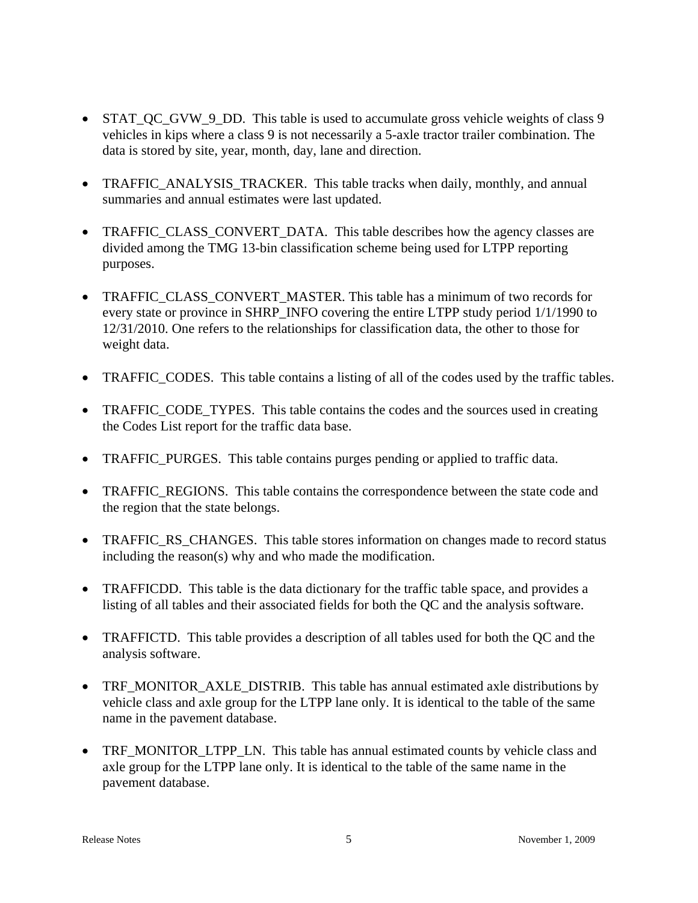- STAT_QC_GVW_9_DD. This table is used to accumulate gross vehicle weights of class 9 vehicles in kips where a class 9 is not necessarily a 5-axle tractor trailer combination. The data is stored by site, year, month, day, lane and direction.

- TRAFFIC_ANALYSIS_TRACKER. This table tracks when daily, monthly, and annual summaries and annual estimates were last updated.

- TRAFFIC_CLASS_CONVERT_DATA. This table describes how the agency classes are divided among the TMG 13-bin classification scheme being used for LTPP reporting purposes.

- TRAFFIC_CLASS_CONVERT_MASTER. This table has a minimum of two records for every state or province in SHRP_INFO covering the entire LTPP study period 1/1/1990 to 12/31/2010. One refers to the relationships for classification data, the other to those for weight data.

- TRAFFIC_CODES. This table contains a listing of all of the codes used by the traffic tables.

- TRAFFIC_CODE_TYPES. This table contains the codes and the sources used in creating the Codes List report for the traffic data base.

- TRAFFIC_PURGES. This table contains purges pending or applied to traffic data.

- TRAFFIC_REGIONS. This table contains the correspondence between the state code and the region that the state belongs.

- TRAFFIC_RS_CHANGES. This table stores information on changes made to record status including the reason(s) why and who made the modification.

- TRAFFICDD. This table is the data dictionary for the traffic table space, and provides a listing of all tables and their associated fields for both the QC and the analysis software.

- TRAFFICTD. This table provides a description of all tables used for both the QC and the analysis software.

- TRF_MONITOR_AXLE_DISTRIB. This table has annual estimated axle distributions by vehicle class and axle group for the LTPP lane only. It is identical to the table of the same name in the pavement database.

- TRF_MONITOR_LTPP_LN. This table has annual estimated counts by vehicle class and axle group for the LTPP lane only. It is identical to the table of the same name in the pavement database.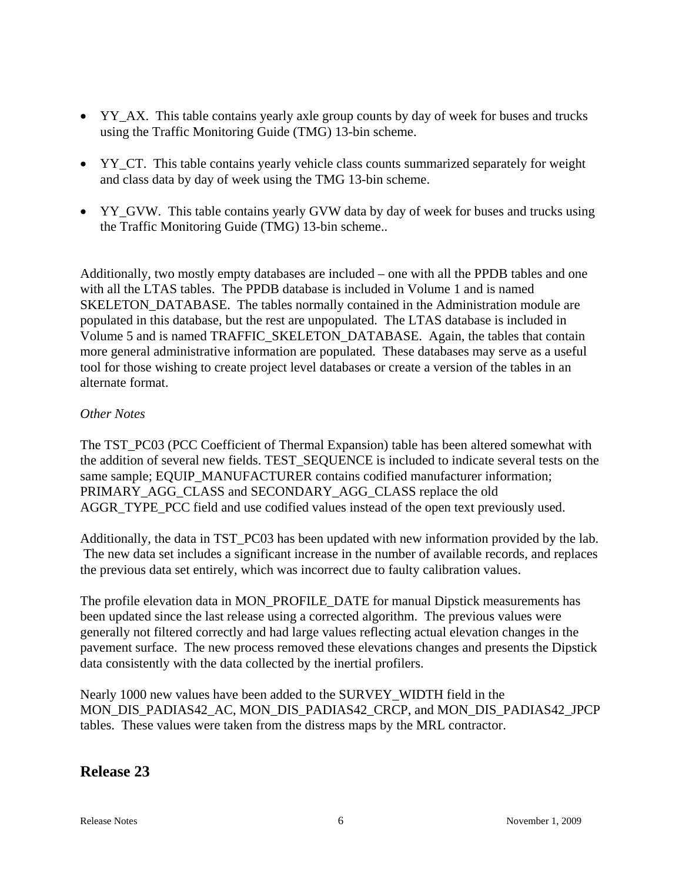- YY_AX. This table contains yearly axle group counts by day of week for buses and trucks using the Traffic Monitoring Guide (TMG) 13-bin scheme.

- YY_CT. This table contains yearly vehicle class counts summarized separately for weight and class data by day of week using the TMG 13-bin scheme.

- YY_GVW. This table contains yearly GVW data by day of week for buses and trucks using the Traffic Monitoring Guide (TMG) 13-bin scheme..

Additionally, two mostly empty databases are included – one with all the PPDB tables and one with all the LTAS tables. The PPDB database is included in Volume 1 and is named SKELETON_DATABASE. The tables normally contained in the Administration module are populated in this database, but the rest are unpopulated. The LTAS database is included in Volume 5 and is named TRAFFIC_SKELETON_DATABASE. Again, the tables that contain more general administrative information are populated. These databases may serve as a useful tool for those wishing to create project level databases or create a version of the tables in an alternate format.

*Other Notes*

The TST_PC03 (PCC Coefficient of Thermal Expansion) table has been altered somewhat with the addition of several new fields. TEST_SEQUENCE is included to indicate several tests on the same sample; EQUIP_MANUFACTURER contains codified manufacturer information; PRIMARY_AGG_CLASS and SECONDARY_AGG_CLASS replace the old AGGR_TYPE_PCC field and use codified values instead of the open text previously used.

Additionally, the data in TST_PC03 has been updated with new information provided by the lab. The new data set includes a significant increase in the number of available records, and replaces the previous data set entirely, which was incorrect due to faulty calibration values.

The profile elevation data in MON_PROFILE_DATE for manual Dipstick measurements has been updated since the last release using a corrected algorithm. The previous values were generally not filtered correctly and had large values reflecting actual elevation changes in the pavement surface. The new process removed these elevations changes and presents the Dipstick data consistently with the data collected by the inertial profilers.

Nearly 1000 new values have been added to the SURVEY_WIDTH field in the MON_DIS_PADIAS42_AC, MON_DIS_PADIAS42_CRCP, and MON_DIS_PADIAS42_JPCP tables. These values were taken from the distress maps by the MRL contractor.

## Release 23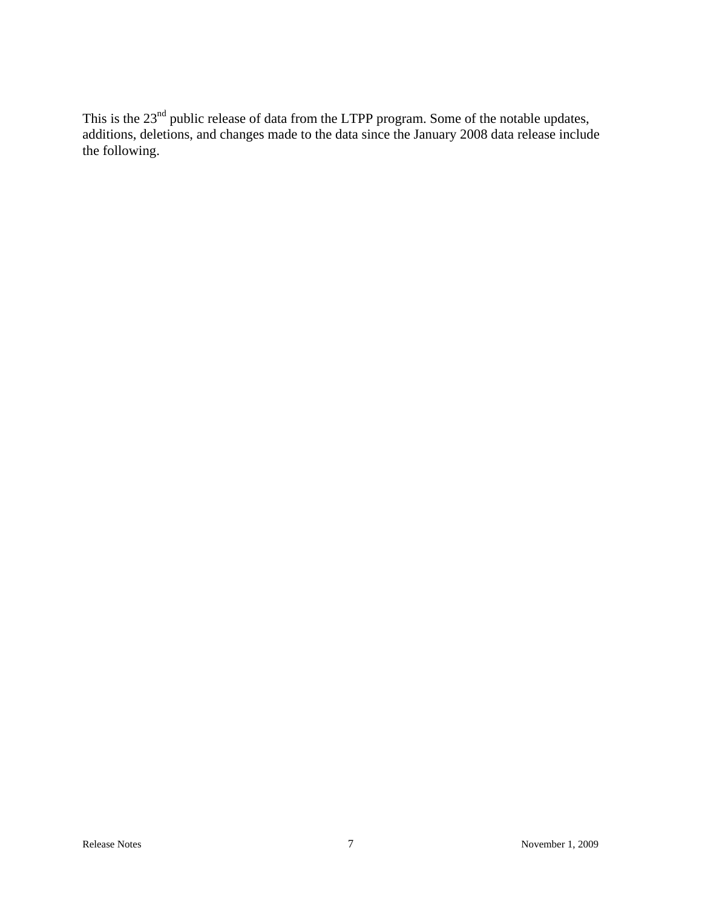This is the 23rd public release of data from the LTPP program. Some of the notable updates, additions, deletions, and changes made to the data since the January 2008 data release include the following.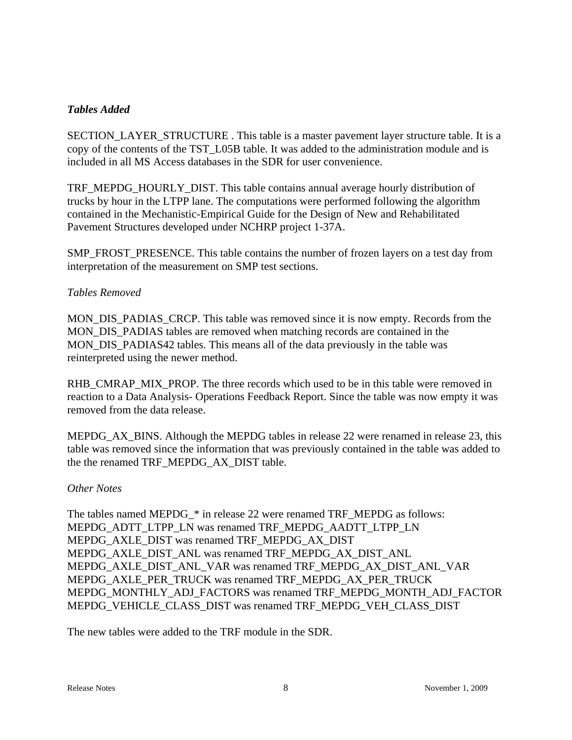### *Tables Added*

SECTION_LAYER_STRUCTURE . This table is a master pavement layer structure table. It is a copy of the contents of the TST_L05B table. It was added to the administration module and is included in all MS Access databases in the SDR for user convenience.

TRF_MEPDG_HOURLY_DIST. This table contains annual average hourly distribution of trucks by hour in the LTPP lane. The computations were performed following the algorithm contained in the Mechanistic-Empirical Guide for the Design of New and Rehabilitated Pavement Structures developed under NCHRP project 1-37A.

SMP_FROST_PRESENCE. This table contains the number of frozen layers on a test day from interpretation of the measurement on SMP test sections.

*Tables Removed*

MON_DIS_PADIAS_CRCP. This table was removed since it is now empty. Records from the MON_DIS_PADIAS tables are removed when matching records are contained in the MON_DIS_PADIAS42 tables. This means all of the data previously in the table was reinterpreted using the newer method.

RHB_CMRAP_MIX_PROP. The three records which used to be in this table were removed in reaction to a Data Analysis- Operations Feedback Report. Since the table was now empty it was removed from the data release.

MEPDG_AX_BINS. Although the MEPDG tables in release 22 were renamed in release 23, this table was removed since the information that was previously contained in the table was added to the the renamed TRF_MEPDG_AX_DIST table.

*Other Notes*

The tables named MEPDG_* in release 22 were renamed TRF_MEPDG as follows:
MEPDG_ADTT_LTPP_LN was renamed TRF_MEPDG_AADTT_LTPP_LN
MEPDG_AXLE_DIST was renamed TRF_MEPDG_AX_DIST
MEPDG_AXLE_DIST_ANL was renamed TRF_MEPDG_AX_DIST_ANL
MEPDG_AXLE_DIST_ANL_VAR was renamed TRF_MEPDG_AX_DIST_ANL_VAR
MEPDG_AXLE_PER_TRUCK was renamed TRF_MEPDG_AX_PER_TRUCK
MEPDG_MONTHLY_ADJ_FACTORS was renamed TRF_MEPDG_MONTH_ADJ_FACTOR
MEPDG_VEHICLE_CLASS_DIST was renamed TRF_MEPDG_VEH_CLASS_DIST

The new tables were added to the TRF module in the SDR.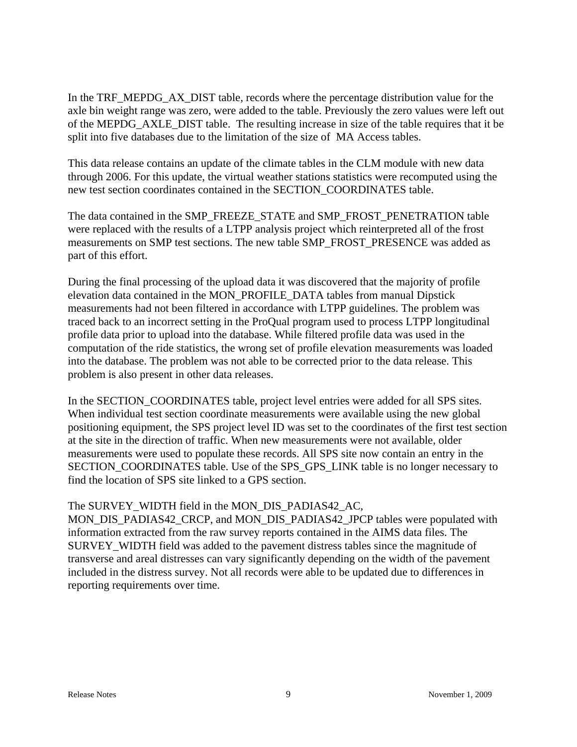In the TRF_MEPDG_AX_DIST table, records where the percentage distribution value for the axle bin weight range was zero, were added to the table. Previously the zero values were left out of the MEPDG_AXLE_DIST table. The resulting increase in size of the table requires that it be split into five databases due to the limitation of the size of MA Access tables.

This data release contains an update of the climate tables in the CLM module with new data through 2006. For this update, the virtual weather stations statistics were recomputed using the new test section coordinates contained in the SECTION_COORDINATES table.

The data contained in the SMP_FREEZE_STATE and SMP_FROST_PENETRATION table were replaced with the results of a LTPP analysis project which reinterpreted all of the frost measurements on SMP test sections. The new table SMP_FROST_PRESENCE was added as part of this effort.

During the final processing of the upload data it was discovered that the majority of profile elevation data contained in the MON_PROFILE_DATA tables from manual Dipstick measurements had not been filtered in accordance with LTPP guidelines. The problem was traced back to an incorrect setting in the ProQual program used to process LTPP longitudinal profile data prior to upload into the database. While filtered profile data was used in the computation of the ride statistics, the wrong set of profile elevation measurements was loaded into the database. The problem was not able to be corrected prior to the data release. This problem is also present in other data releases.

In the SECTION_COORDINATES table, project level entries were added for all SPS sites. When individual test section coordinate measurements were available using the new global positioning equipment, the SPS project level ID was set to the coordinates of the first test section at the site in the direction of traffic. When new measurements were not available, older measurements were used to populate these records. All SPS site now contain an entry in the SECTION_COORDINATES table. Use of the SPS_GPS_LINK table is no longer necessary to find the location of SPS site linked to a GPS section.

The SURVEY_WIDTH field in the MON_DIS_PADIAS42_AC, MON_DIS_PADIAS42_CRCP, and MON_DIS_PADIAS42_JPCP tables were populated with information extracted from the raw survey reports contained in the AIMS data files. The SURVEY_WIDTH field was added to the pavement distress tables since the magnitude of transverse and areal distresses can vary significantly depending on the width of the pavement included in the distress survey. Not all records were able to be updated due to differences in reporting requirements over time.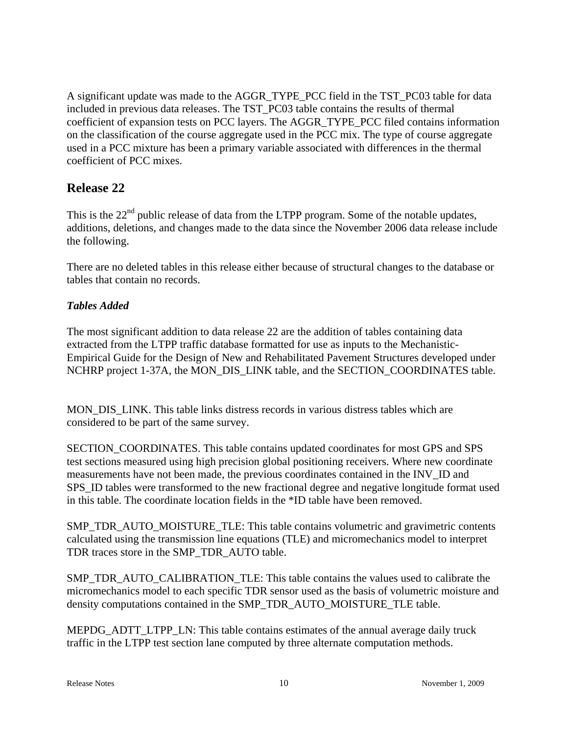A significant update was made to the AGGR_TYPE_PCC field in the TST_PC03 table for data included in previous data releases. The TST_PC03 table contains the results of thermal coefficient of expansion tests on PCC layers. The AGGR_TYPE_PCC filed contains information on the classification of the course aggregate used in the PCC mix. The type of course aggregate used in a PCC mixture has been a primary variable associated with differences in the thermal coefficient of PCC mixes.

## Release 22

This is the 22nd public release of data from the LTPP program. Some of the notable updates, additions, deletions, and changes made to the data since the November 2006 data release include the following.

There are no deleted tables in this release either because of structural changes to the database or tables that contain no records.

### *Tables Added*

The most significant addition to data release 22 are the addition of tables containing data extracted from the LTPP traffic database formatted for use as inputs to the Mechanistic-Empirical Guide for the Design of New and Rehabilitated Pavement Structures developed under NCHRP project 1-37A, the MON_DIS_LINK table, and the SECTION_COORDINATES table.

MON_DIS_LINK. This table links distress records in various distress tables which are considered to be part of the same survey.

SECTION_COORDINATES. This table contains updated coordinates for most GPS and SPS test sections measured using high precision global positioning receivers. Where new coordinate measurements have not been made, the previous coordinates contained in the INV_ID and SPS_ID tables were transformed to the new fractional degree and negative longitude format used in this table. The coordinate location fields in the *ID table have been removed.

SMP_TDR_AUTO_MOISTURE_TLE: This table contains volumetric and gravimetric contents calculated using the transmission line equations (TLE) and micromechanics model to interpret TDR traces store in the SMP_TDR_AUTO table.

SMP_TDR_AUTO_CALIBRATION_TLE: This table contains the values used to calibrate the micromechanics model to each specific TDR sensor used as the basis of volumetric moisture and density computations contained in the SMP_TDR_AUTO_MOISTURE_TLE table.

MEPDG_ADTT_LTPP_LN: This table contains estimates of the annual average daily truck traffic in the LTPP test section lane computed by three alternate computation methods.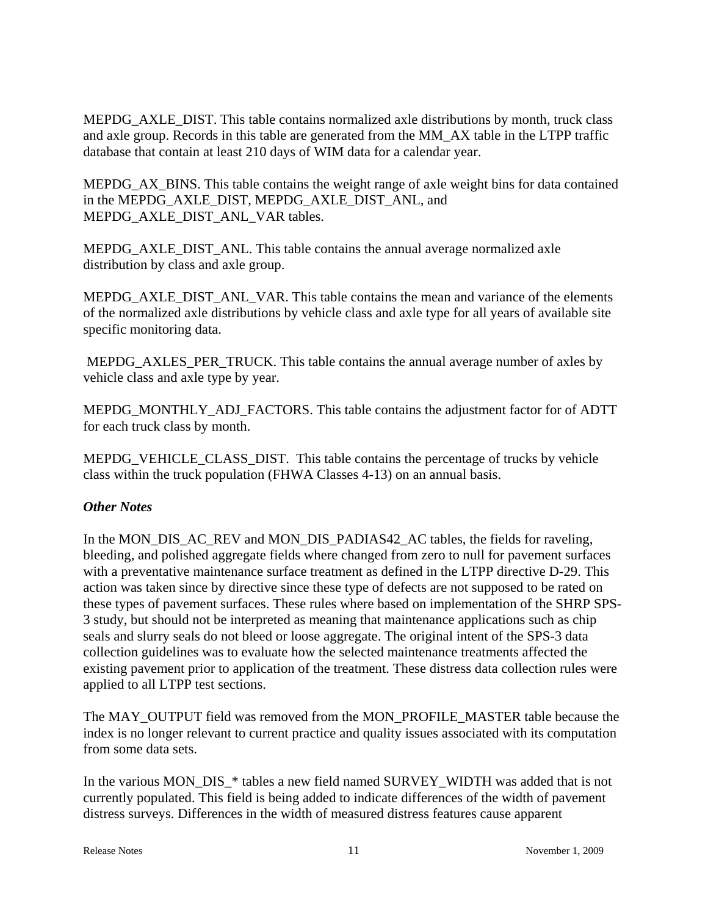MEPDG_AXLE_DIST. This table contains normalized axle distributions by month, truck class and axle group. Records in this table are generated from the MM_AX table in the LTPP traffic database that contain at least 210 days of WIM data for a calendar year.

MEPDG_AX_BINS. This table contains the weight range of axle weight bins for data contained in the MEPDG_AXLE_DIST, MEPDG_AXLE_DIST_ANL, and MEPDG_AXLE_DIST_ANL_VAR tables.

MEPDG_AXLE_DIST_ANL. This table contains the annual average normalized axle distribution by class and axle group.

MEPDG_AXLE_DIST_ANL_VAR. This table contains the mean and variance of the elements of the normalized axle distributions by vehicle class and axle type for all years of available site specific monitoring data.

MEPDG_AXLES_PER_TRUCK. This table contains the annual average number of axles by vehicle class and axle type by year.

MEPDG_MONTHLY_ADJ_FACTORS. This table contains the adjustment factor for of ADTT for each truck class by month.

MEPDG_VEHICLE_CLASS_DIST. This table contains the percentage of trucks by vehicle class within the truck population (FHWA Classes 4-13) on an annual basis.

***Other Notes***

In the MON_DIS_AC_REV and MON_DIS_PADIAS42_AC tables, the fields for raveling, bleeding, and polished aggregate fields where changed from zero to null for pavement surfaces with a preventative maintenance surface treatment as defined in the LTPP directive D-29. This action was taken since by directive since these type of defects are not supposed to be rated on these types of pavement surfaces. These rules where based on implementation of the SHRP SPS-3 study, but should not be interpreted as meaning that maintenance applications such as chip seals and slurry seals do not bleed or loose aggregate. The original intent of the SPS-3 data collection guidelines was to evaluate how the selected maintenance treatments affected the existing pavement prior to application of the treatment. These distress data collection rules were applied to all LTPP test sections.

The MAY_OUTPUT field was removed from the MON_PROFILE_MASTER table because the index is no longer relevant to current practice and quality issues associated with its computation from some data sets.

In the various MON_DIS_* tables a new field named SURVEY_WIDTH was added that is not currently populated. This field is being added to indicate differences of the width of pavement distress surveys. Differences in the width of measured distress features cause apparent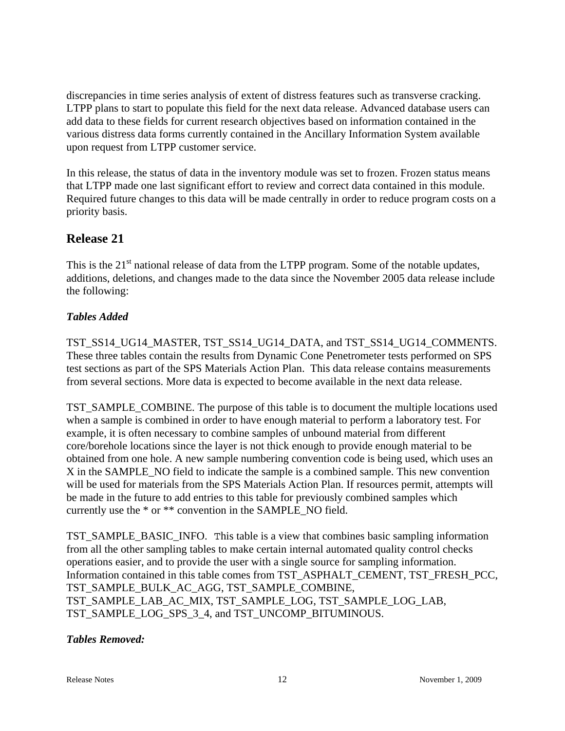discrepancies in time series analysis of extent of distress features such as transverse cracking. LTPP plans to start to populate this field for the next data release. Advanced database users can add data to these fields for current research objectives based on information contained in the various distress data forms currently contained in the Ancillary Information System available upon request from LTPP customer service.

In this release, the status of data in the inventory module was set to frozen. Frozen status means that LTPP made one last significant effort to review and correct data contained in this module. Required future changes to this data will be made centrally in order to reduce program costs on a priority basis.

## Release 21

This is the 21st national release of data from the LTPP program. Some of the notable updates, additions, deletions, and changes made to the data since the November 2005 data release include the following:

### *Tables Added*

TST_SS14_UG14_MASTER, TST_SS14_UG14_DATA, and TST_SS14_UG14_COMMENTS. These three tables contain the results from Dynamic Cone Penetrometer tests performed on SPS test sections as part of the SPS Materials Action Plan. This data release contains measurements from several sections. More data is expected to become available in the next data release.

TST_SAMPLE_COMBINE. The purpose of this table is to document the multiple locations used when a sample is combined in order to have enough material to perform a laboratory test. For example, it is often necessary to combine samples of unbound material from different core/borehole locations since the layer is not thick enough to provide enough material to be obtained from one hole. A new sample numbering convention code is being used, which uses an X in the SAMPLE_NO field to indicate the sample is a combined sample. This new convention will be used for materials from the SPS Materials Action Plan. If resources permit, attempts will be made in the future to add entries to this table for previously combined samples which currently use the * or ** convention in the SAMPLE_NO field.

TST_SAMPLE_BASIC_INFO. This table is a view that combines basic sampling information from all the other sampling tables to make certain internal automated quality control checks operations easier, and to provide the user with a single source for sampling information. Information contained in this table comes from TST_ASPHALT_CEMENT, TST_FRESH_PCC, TST_SAMPLE_BULK_AC_AGG, TST_SAMPLE_COMBINE, TST_SAMPLE_LAB_AC_MIX, TST_SAMPLE_LOG, TST_SAMPLE_LOG_LAB, TST_SAMPLE_LOG_SPS_3_4, and TST_UNCOMP_BITUMINOUS.

### *Tables Removed:*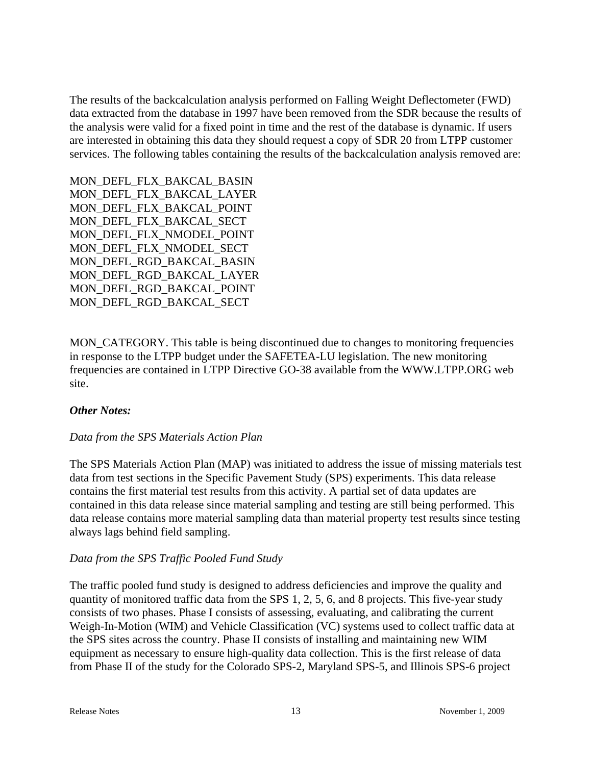The results of the backcalculation analysis performed on Falling Weight Deflectometer (FWD) data extracted from the database in 1997 have been removed from the SDR because the results of the analysis were valid for a fixed point in time and the rest of the database is dynamic. If users are interested in obtaining this data they should request a copy of SDR 20 from LTPP customer services. The following tables containing the results of the backcalculation analysis removed are:

MON_DEFL_FLX_BAKCAL_BASIN
MON_DEFL_FLX_BAKCAL_LAYER
MON_DEFL_FLX_BAKCAL_POINT
MON_DEFL_FLX_BAKCAL_SECT
MON_DEFL_FLX_NMODEL_POINT
MON_DEFL_FLX_NMODEL_SECT
MON_DEFL_RGD_BAKCAL_BASIN
MON_DEFL_RGD_BAKCAL_LAYER
MON_DEFL_RGD_BAKCAL_POINT
MON_DEFL_RGD_BAKCAL_SECT

MON_CATEGORY. This table is being discontinued due to changes to monitoring frequencies in response to the LTPP budget under the SAFETEA-LU legislation. The new monitoring frequencies are contained in LTPP Directive GO-38 available from the WWW.LTPP.ORG web site.

***Other Notes:***

*Data from the SPS Materials Action Plan*

The SPS Materials Action Plan (MAP) was initiated to address the issue of missing materials test data from test sections in the Specific Pavement Study (SPS) experiments. This data release contains the first material test results from this activity. A partial set of data updates are contained in this data release since material sampling and testing are still being performed. This data release contains more material sampling data than material property test results since testing always lags behind field sampling.

*Data from the SPS Traffic Pooled Fund Study*

The traffic pooled fund study is designed to address deficiencies and improve the quality and quantity of monitored traffic data from the SPS 1, 2, 5, 6, and 8 projects. This five-year study consists of two phases. Phase I consists of assessing, evaluating, and calibrating the current Weigh-In-Motion (WIM) and Vehicle Classification (VC) systems used to collect traffic data at the SPS sites across the country. Phase II consists of installing and maintaining new WIM equipment as necessary to ensure high-quality data collection. This is the first release of data from Phase II of the study for the Colorado SPS-2, Maryland SPS-5, and Illinois SPS-6 project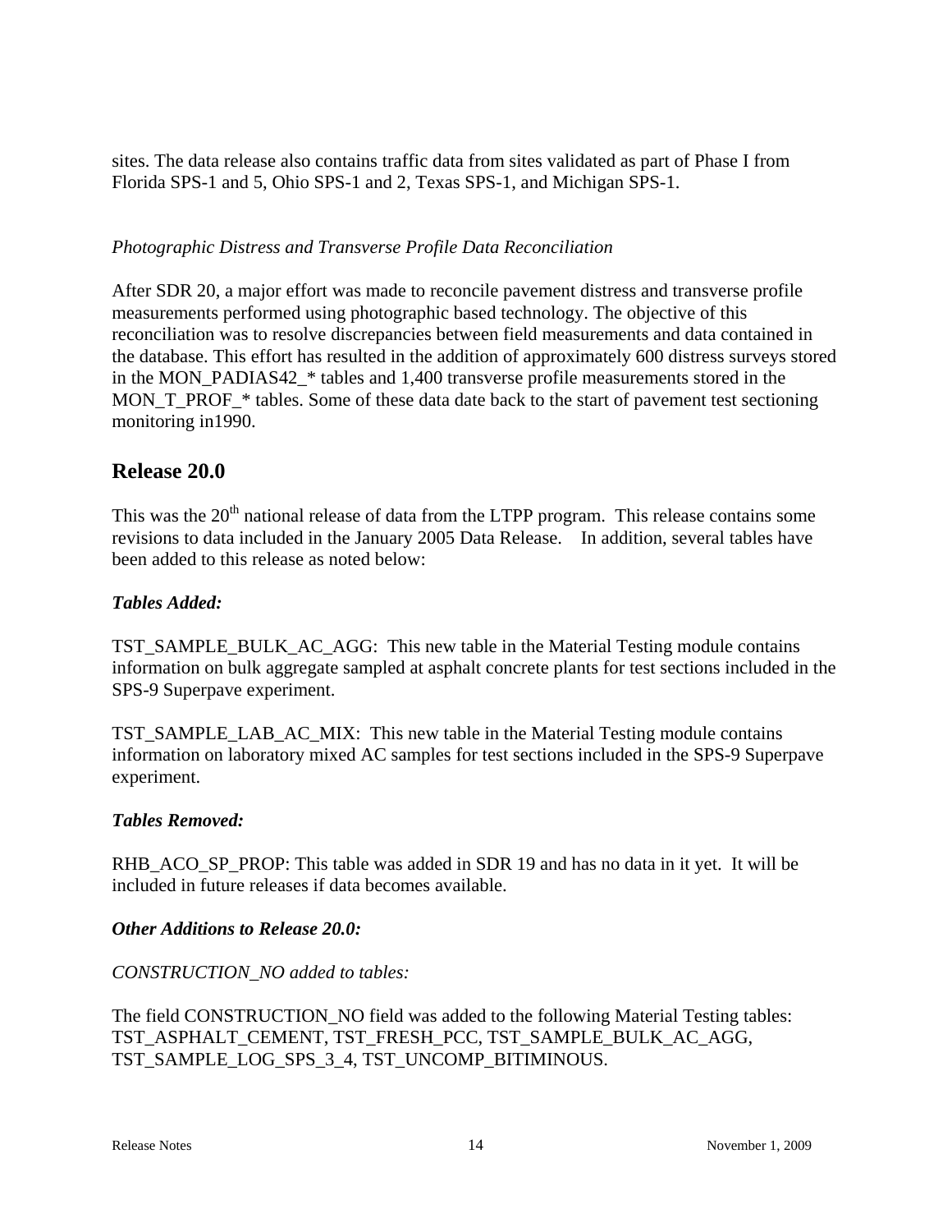sites. The data release also contains traffic data from sites validated as part of Phase I from Florida SPS-1 and 5, Ohio SPS-1 and 2, Texas SPS-1, and Michigan SPS-1.

*Photographic Distress and Transverse Profile Data Reconciliation*

After SDR 20, a major effort was made to reconcile pavement distress and transverse profile measurements performed using photographic based technology. The objective of this reconciliation was to resolve discrepancies between field measurements and data contained in the database. This effort has resulted in the addition of approximately 600 distress surveys stored in the MON_PADIAS42_* tables and 1,400 transverse profile measurements stored in the MON_T_PROF_* tables. Some of these data date back to the start of pavement test sectioning monitoring in1990.

## Release 20.0

This was the 20th national release of data from the LTPP program. This release contains some revisions to data included in the January 2005 Data Release. In addition, several tables have been added to this release as noted below:

***Tables Added:***

TST_SAMPLE_BULK_AC_AGG: This new table in the Material Testing module contains information on bulk aggregate sampled at asphalt concrete plants for test sections included in the SPS-9 Superpave experiment.

TST_SAMPLE_LAB_AC_MIX: This new table in the Material Testing module contains information on laboratory mixed AC samples for test sections included in the SPS-9 Superpave experiment.

***Tables Removed:***

RHB_ACO_SP_PROP: This table was added in SDR 19 and has no data in it yet. It will be included in future releases if data becomes available.

***Other Additions to Release 20.0:***

*CONSTRUCTION_NO added to tables:*

The field CONSTRUCTION_NO field was added to the following Material Testing tables: TST_ASPHALT_CEMENT, TST_FRESH_PCC, TST_SAMPLE_BULK_AC_AGG, TST_SAMPLE_LOG_SPS_3_4, TST_UNCOMP_BITIMINOUS.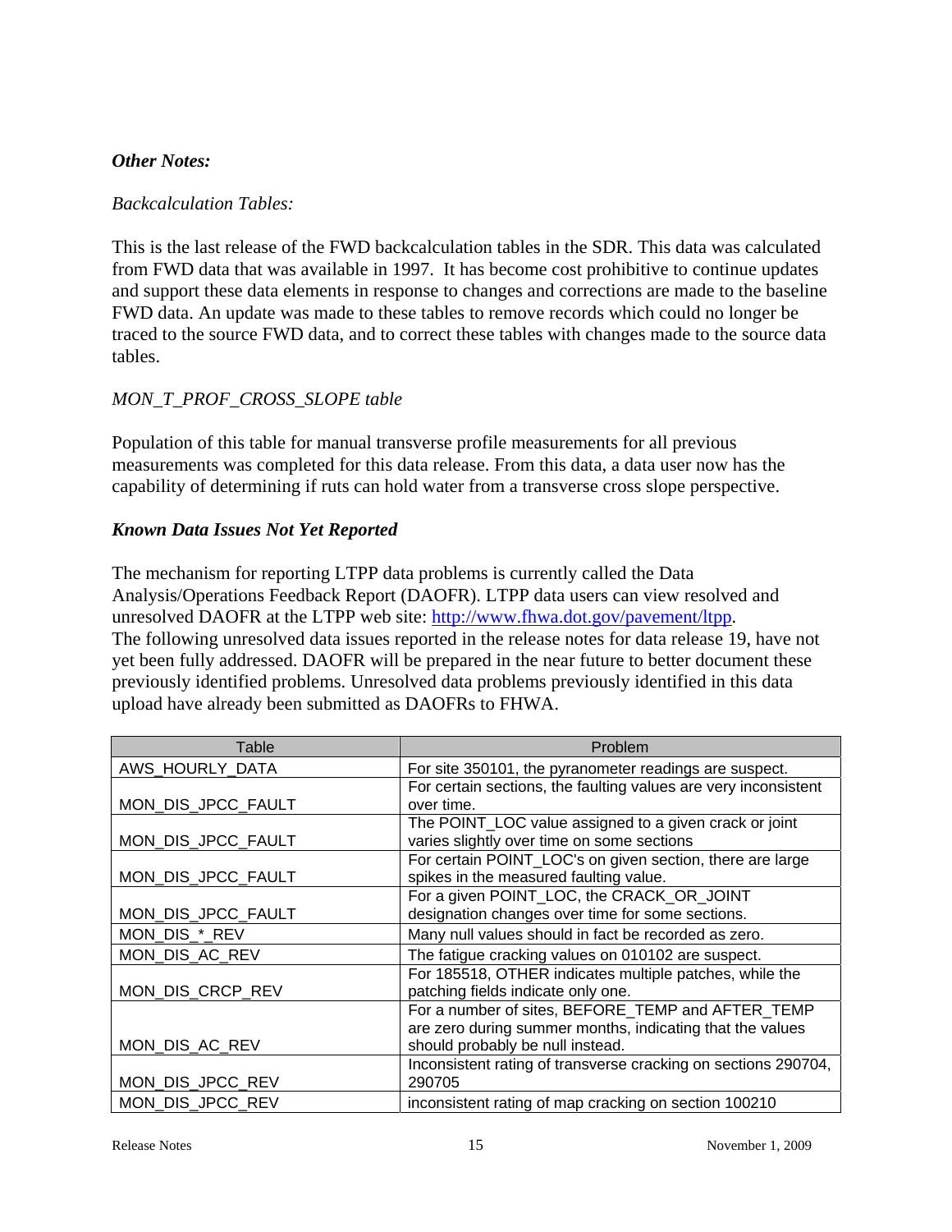***Other Notes:***

*Backcalculation Tables:*

This is the last release of the FWD backcalculation tables in the SDR. This data was calculated from FWD data that was available in 1997. It has become cost prohibitive to continue updates and support these data elements in response to changes and corrections are made to the baseline FWD data. An update was made to these tables to remove records which could no longer be traced to the source FWD data, and to correct these tables with changes made to the source data tables.

*MON_T_PROF_CROSS_SLOPE table*

Population of this table for manual transverse profile measurements for all previous measurements was completed for this data release. From this data, a data user now has the capability of determining if ruts can hold water from a transverse cross slope perspective.

***Known Data Issues Not Yet Reported***

The mechanism for reporting LTPP data problems is currently called the Data Analysis/Operations Feedback Report (DAOFR). LTPP data users can view resolved and unresolved DAOFR at the LTPP web site: http://www.fhwa.dot.gov/pavement/ltpp.
The following unresolved data issues reported in the release notes for data release 19, have not yet been fully addressed. DAOFR will be prepared in the near future to better document these previously identified problems. Unresolved data problems previously identified in this data upload have already been submitted as DAOFRs to FHWA.

| Table | Problem |
|---|---|
| AWS_HOURLY_DATA | For site 350101, the pyranometer readings are suspect. |
| MON_DIS_JPCC_FAULT | For certain sections, the faulting values are very inconsistent over time. |
| MON_DIS_JPCC_FAULT | The POINT_LOC value assigned to a given crack or joint varies slightly over time on some sections |
| MON_DIS_JPCC_FAULT | For certain POINT_LOC's on given section, there are large spikes in the measured faulting value. |
| MON_DIS_JPCC_FAULT | For a given POINT_LOC, the CRACK_OR_JOINT designation changes over time for some sections. |
| MON_DIS_*_REV | Many null values should in fact be recorded as zero. |
| MON_DIS_AC_REV | The fatigue cracking values on 010102 are suspect. |
| MON_DIS_CRCP_REV | For 185518, OTHER indicates multiple patches, while the patching fields indicate only one. |
| MON_DIS_AC_REV | For a number of sites, BEFORE_TEMP and AFTER_TEMP are zero during summer months, indicating that the values should probably be null instead. |
| MON_DIS_JPCC_REV | Inconsistent rating of transverse cracking on sections 290704, 290705 |
| MON_DIS_JPCC_REV | inconsistent rating of map cracking on section 100210 |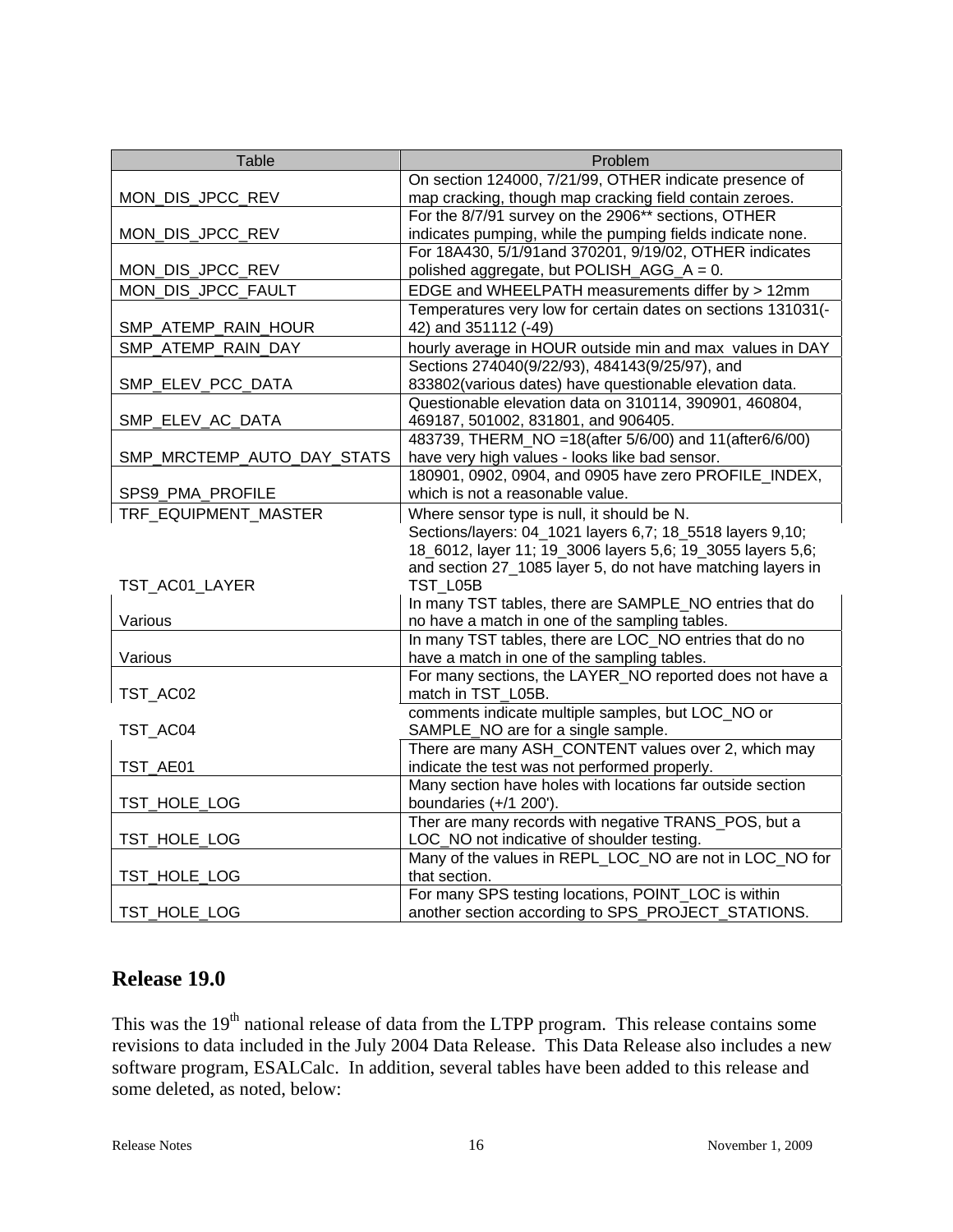| Table | Problem |
|---|---|
| MON_DIS_JPCC_REV | On section 124000, 7/21/99, OTHER indicate presence of map cracking, though map cracking field contain zeroes. |
| MON_DIS_JPCC_REV | For the 8/7/91 survey on the 2906** sections, OTHER indicates pumping, while the pumping fields indicate none. |
| MON_DIS_JPCC_REV | For 18A430, 5/1/91and 370201, 9/19/02, OTHER indicates polished aggregate, but POLISH_AGG_A = 0. |
| MON_DIS_JPCC_FAULT | EDGE and WHEELPATH measurements differ by > 12mm |
| SMP_ATEMP_RAIN_HOUR | Temperatures very low for certain dates on sections 131031(-42) and 351112 (-49) |
| SMP_ATEMP_RAIN_DAY | hourly average in HOUR outside min and max values in DAY |
| SMP_ELEV_PCC_DATA | Sections 274040(9/22/93), 484143(9/25/97), and 833802(various dates) have questionable elevation data. |
| SMP_ELEV_AC_DATA | Questionable elevation data on 310114, 390901, 460804, 469187, 501002, 831801, and 906405. |
| SMP_MRCTEMP_AUTO_DAY_STATS | 483739, THERM_NO =18(after 5/6/00) and 11(after6/6/00) have very high values - looks like bad sensor. |
| SPS9_PMA_PROFILE | 180901, 0902, 0904, and 0905 have zero PROFILE_INDEX, which is not a reasonable value. |
| TRF_EQUIPMENT_MASTER | Where sensor type is null, it should be N. |
| TST_AC01_LAYER | Sections/layers: 04_1021 layers 6,7; 18_5518 layers 9,10; 18_6012, layer 11; 19_3006 layers 5,6; 19_3055 layers 5,6; and section 27_1085 layer 5, do not have matching layers in TST_L05B |
| Various | In many TST tables, there are SAMPLE_NO entries that do no have a match in one of the sampling tables. |
| Various | In many TST tables, there are LOC_NO entries that do no have a match in one of the sampling tables. |
| TST_AC02 | For many sections, the LAYER_NO reported does not have a match in TST_L05B. |
| TST_AC04 | comments indicate multiple samples, but LOC_NO or SAMPLE_NO are for a single sample. |
| TST_AE01 | There are many ASH_CONTENT values over 2, which may indicate the test was not performed properly. |
| TST_HOLE_LOG | Many section have holes with locations far outside section boundaries (+/1 200'). |
| TST_HOLE_LOG | Ther are many records with negative TRANS_POS, but a LOC_NO not indicative of shoulder testing. |
| TST_HOLE_LOG | Many of the values in REPL_LOC_NO are not in LOC_NO for that section. |
| TST_HOLE_LOG | For many SPS testing locations, POINT_LOC is within another section according to SPS_PROJECT_STATIONS. |

## Release 19.0

This was the 19th national release of data from the LTPP program. This release contains some revisions to data included in the July 2004 Data Release. This Data Release also includes a new software program, ESALCalc. In addition, several tables have been added to this release and some deleted, as noted, below: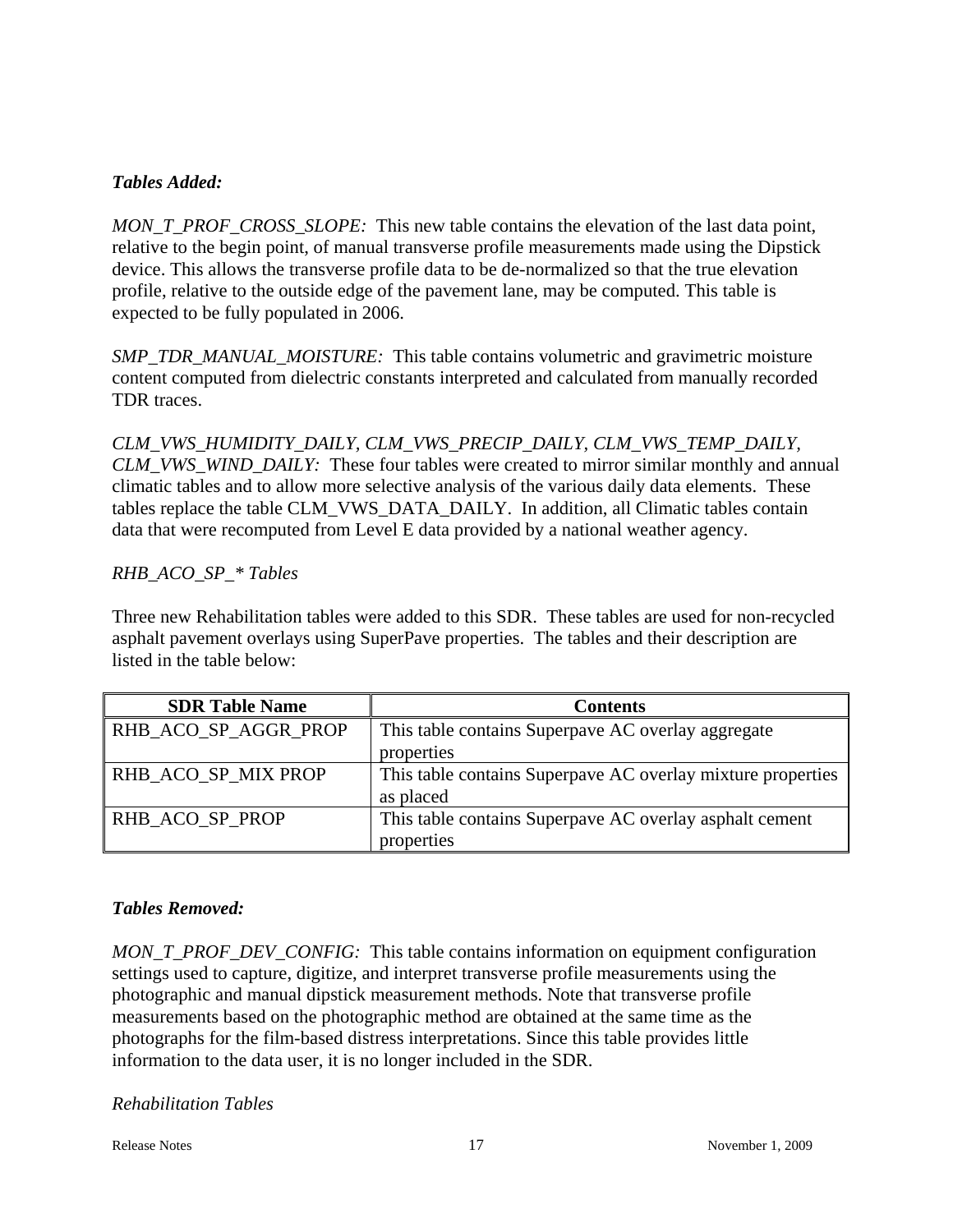***Tables Added:***

*MON_T_PROF_CROSS_SLOPE:* This new table contains the elevation of the last data point, relative to the begin point, of manual transverse profile measurements made using the Dipstick device. This allows the transverse profile data to be de-normalized so that the true elevation profile, relative to the outside edge of the pavement lane, may be computed. This table is expected to be fully populated in 2006.

*SMP_TDR_MANUAL_MOISTURE:* This table contains volumetric and gravimetric moisture content computed from dielectric constants interpreted and calculated from manually recorded TDR traces.

*CLM_VWS_HUMIDITY_DAILY, CLM_VWS_PRECIP_DAILY, CLM_VWS_TEMP_DAILY, CLM_VWS_WIND_DAILY:* These four tables were created to mirror similar monthly and annual climatic tables and to allow more selective analysis of the various daily data elements. These tables replace the table CLM_VWS_DATA_DAILY. In addition, all Climatic tables contain data that were recomputed from Level E data provided by a national weather agency.

*RHB_ACO_SP_* Tables*

Three new Rehabilitation tables were added to this SDR. These tables are used for non-recycled asphalt pavement overlays using SuperPave properties. The tables and their description are listed in the table below:

| SDR Table Name | Contents |
| --- | --- |
| RHB_ACO_SP_AGGR_PROP | This table contains Superpave AC overlay aggregate properties |
| RHB_ACO_SP_MIX PROP | This table contains Superpave AC overlay mixture properties as placed |
| RHB_ACO_SP_PROP | This table contains Superpave AC overlay asphalt cement properties |

***Tables Removed:***

*MON_T_PROF_DEV_CONFIG:* This table contains information on equipment configuration settings used to capture, digitize, and interpret transverse profile measurements using the photographic and manual dipstick measurement methods. Note that transverse profile measurements based on the photographic method are obtained at the same time as the photographs for the film-based distress interpretations. Since this table provides little information to the data user, it is no longer included in the SDR.

*Rehabilitation Tables*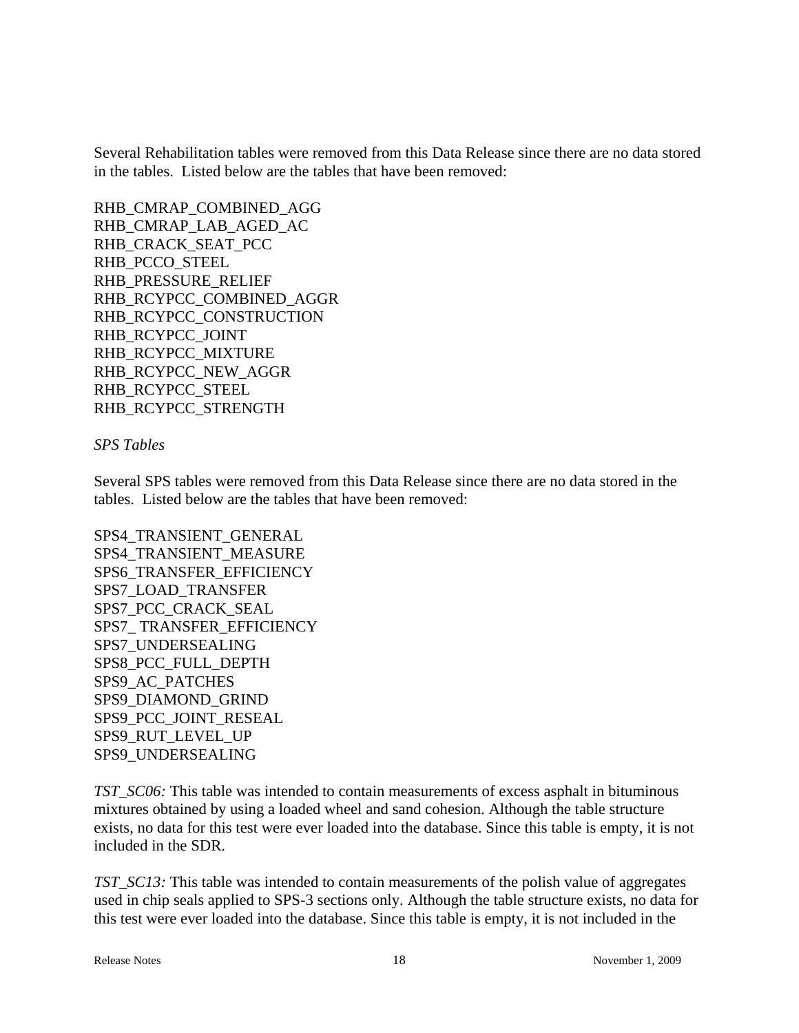Several Rehabilitation tables were removed from this Data Release since there are no data stored in the tables. Listed below are the tables that have been removed:

RHB_CMRAP_COMBINED_AGG
RHB_CMRAP_LAB_AGED_AC
RHB_CRACK_SEAT_PCC
RHB_PCCO_STEEL
RHB_PRESSURE_RELIEF
RHB_RCYPCC_COMBINED_AGGR
RHB_RCYPCC_CONSTRUCTION
RHB_RCYPCC_JOINT
RHB_RCYPCC_MIXTURE
RHB_RCYPCC_NEW_AGGR
RHB_RCYPCC_STEEL
RHB_RCYPCC_STRENGTH

*SPS Tables*

Several SPS tables were removed from this Data Release since there are no data stored in the tables. Listed below are the tables that have been removed:

SPS4_TRANSIENT_GENERAL
SPS4_TRANSIENT_MEASURE
SPS6_TRANSFER_EFFICIENCY
SPS7_LOAD_TRANSFER
SPS7_PCC_CRACK_SEAL
SPS7_ TRANSFER_EFFICIENCY
SPS7_UNDERSEALING
SPS8_PCC_FULL_DEPTH
SPS9_AC_PATCHES
SPS9_DIAMOND_GRIND
SPS9_PCC_JOINT_RESEAL
SPS9_RUT_LEVEL_UP
SPS9_UNDERSEALING

*TST_SC06:* This table was intended to contain measurements of excess asphalt in bituminous mixtures obtained by using a loaded wheel and sand cohesion. Although the table structure exists, no data for this test were ever loaded into the database. Since this table is empty, it is not included in the SDR.

*TST_SC13:* This table was intended to contain measurements of the polish value of aggregates used in chip seals applied to SPS-3 sections only. Although the table structure exists, no data for this test were ever loaded into the database. Since this table is empty, it is not included in the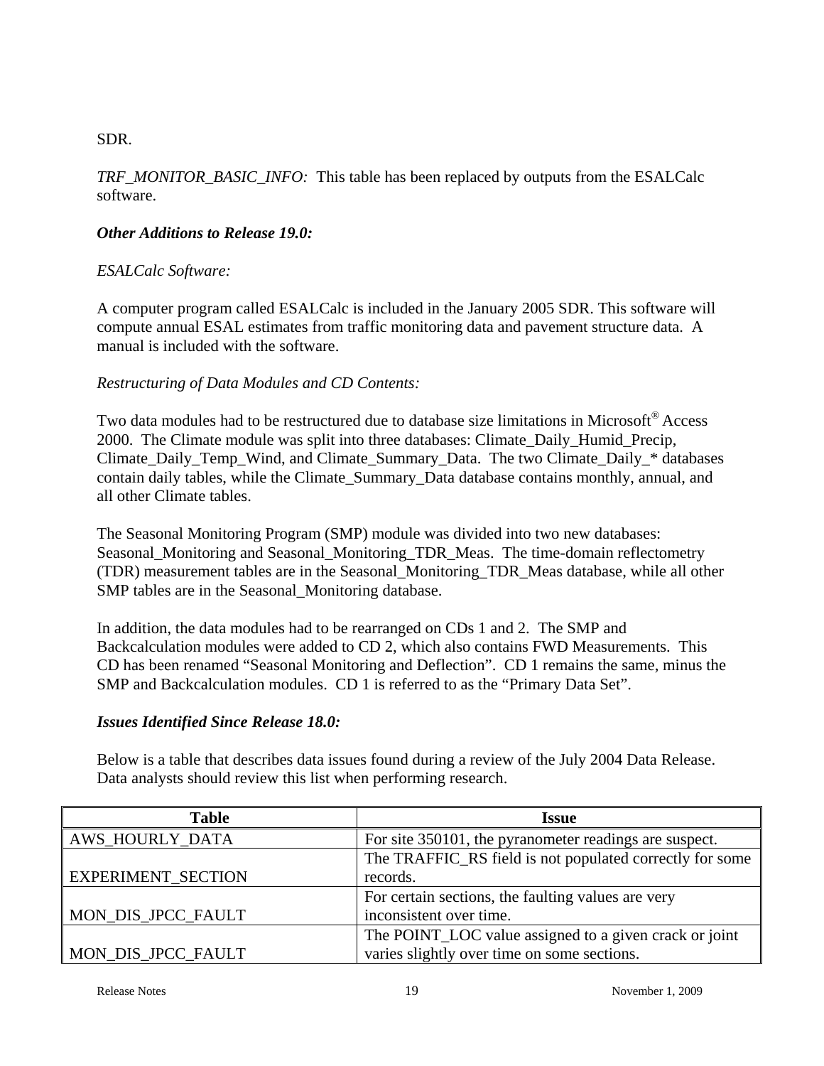SDR.

*TRF_MONITOR_BASIC_INFO:* This table has been replaced by outputs from the ESALCalc software.

***Other Additions to Release 19.0:***

*ESALCalc Software:*

A computer program called ESALCalc is included in the January 2005 SDR. This software will compute annual ESAL estimates from traffic monitoring data and pavement structure data. A manual is included with the software.

*Restructuring of Data Modules and CD Contents:*

Two data modules had to be restructured due to database size limitations in Microsoft® Access 2000. The Climate module was split into three databases: Climate_Daily_Humid_Precip, Climate_Daily_Temp_Wind, and Climate_Summary_Data. The two Climate_Daily_* databases contain daily tables, while the Climate_Summary_Data database contains monthly, annual, and all other Climate tables.

The Seasonal Monitoring Program (SMP) module was divided into two new databases: Seasonal_Monitoring and Seasonal_Monitoring_TDR_Meas. The time-domain reflectometry (TDR) measurement tables are in the Seasonal_Monitoring_TDR_Meas database, while all other SMP tables are in the Seasonal_Monitoring database.

In addition, the data modules had to be rearranged on CDs 1 and 2. The SMP and Backcalculation modules were added to CD 2, which also contains FWD Measurements. This CD has been renamed "Seasonal Monitoring and Deflection". CD 1 remains the same, minus the SMP and Backcalculation modules. CD 1 is referred to as the "Primary Data Set".

***Issues Identified Since Release 18.0:***

Below is a table that describes data issues found during a review of the July 2004 Data Release. Data analysts should review this list when performing research.

| Table | Issue |
|---|---|
| AWS_HOURLY_DATA | For site 350101, the pyranometer readings are suspect. |
| EXPERIMENT_SECTION | The TRAFFIC_RS field is not populated correctly for some records. |
| MON_DIS_JPCC_FAULT | For certain sections, the faulting values are very inconsistent over time. |
| MON_DIS_JPCC_FAULT | The POINT_LOC value assigned to a given crack or joint varies slightly over time on some sections. |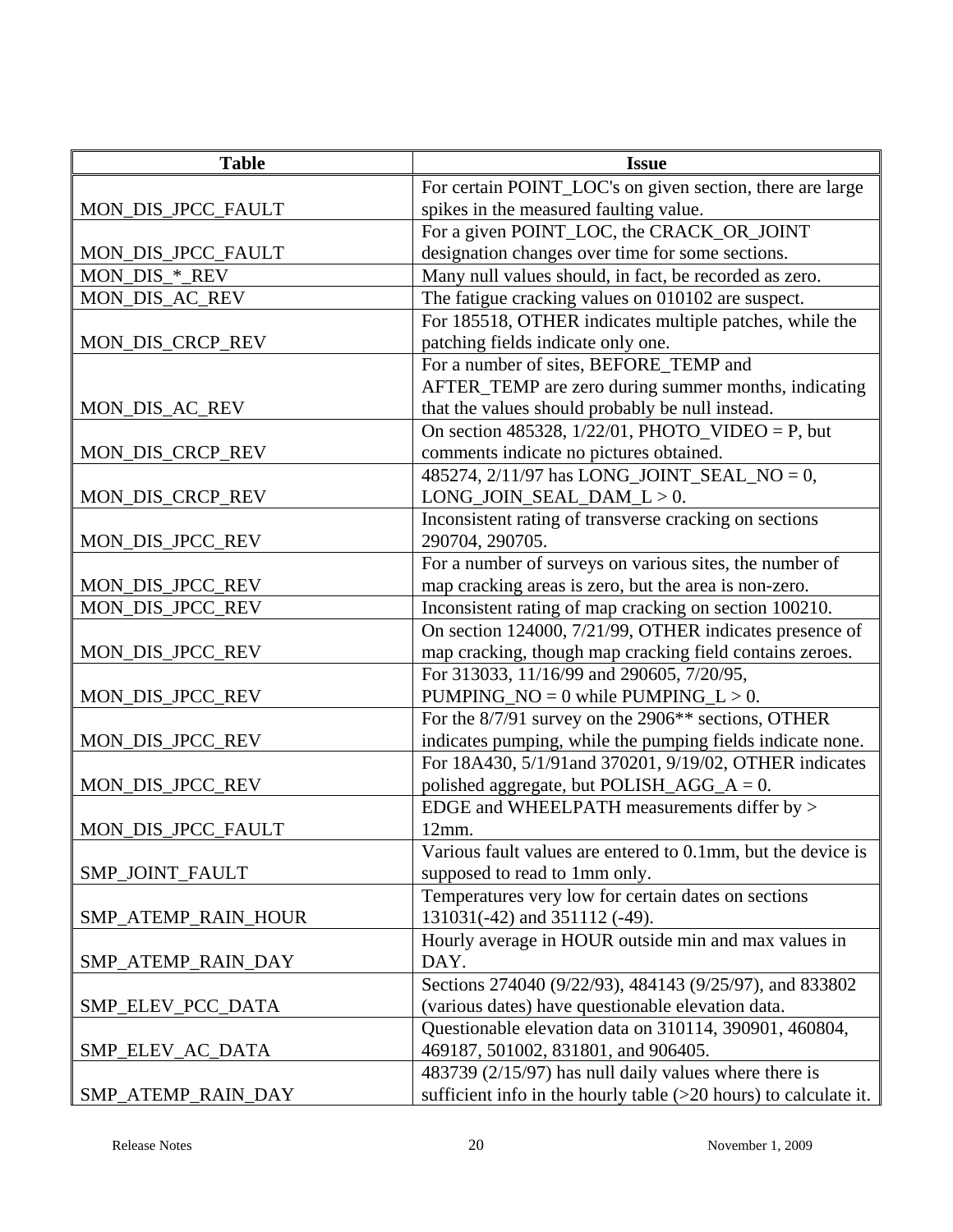| Table | Issue |
|---|---|
| MON_DIS_JPCC_FAULT | For certain POINT_LOC's on given section, there are large spikes in the measured faulting value. |
| MON_DIS_JPCC_FAULT | For a given POINT_LOC, the CRACK_OR_JOINT designation changes over time for some sections. |
| MON_DIS_*_REV | Many null values should, in fact, be recorded as zero. |
| MON_DIS_AC_REV | The fatigue cracking values on 010102 are suspect. |
| MON_DIS_CRCP_REV | For 185518, OTHER indicates multiple patches, while the patching fields indicate only one. |
| MON_DIS_AC_REV | For a number of sites, BEFORE_TEMP and AFTER_TEMP are zero during summer months, indicating that the values should probably be null instead. |
| MON_DIS_CRCP_REV | On section 485328, 1/22/01, PHOTO_VIDEO = P, but comments indicate no pictures obtained. |
| MON_DIS_CRCP_REV | 485274, 2/11/97 has LONG_JOINT_SEAL_NO = 0, LONG_JOIN_SEAL_DAM_L > 0. |
| MON_DIS_JPCC_REV | Inconsistent rating of transverse cracking on sections 290704, 290705. |
| MON_DIS_JPCC_REV | For a number of surveys on various sites, the number of map cracking areas is zero, but the area is non-zero. |
| MON_DIS_JPCC_REV | Inconsistent rating of map cracking on section 100210. |
| MON_DIS_JPCC_REV | On section 124000, 7/21/99, OTHER indicates presence of map cracking, though map cracking field contains zeroes. |
| MON_DIS_JPCC_REV | For 313033, 11/16/99 and 290605, 7/20/95, PUMPING_NO = 0 while PUMPING_L > 0. |
| MON_DIS_JPCC_REV | For the 8/7/91 survey on the 2906** sections, OTHER indicates pumping, while the pumping fields indicate none. |
| MON_DIS_JPCC_REV | For 18A430, 5/1/91and 370201, 9/19/02, OTHER indicates polished aggregate, but POLISH_AGG_A = 0. |
| MON_DIS_JPCC_FAULT | EDGE and WHEELPATH measurements differ by > 12mm. |
| SMP_JOINT_FAULT | Various fault values are entered to 0.1mm, but the device is supposed to read to 1mm only. |
| SMP_ATEMP_RAIN_HOUR | Temperatures very low for certain dates on sections 131031(-42) and 351112 (-49). |
| SMP_ATEMP_RAIN_DAY | Hourly average in HOUR outside min and max values in DAY. |
| SMP_ELEV_PCC_DATA | Sections 274040 (9/22/93), 484143 (9/25/97), and 833802 (various dates) have questionable elevation data. |
| SMP_ELEV_AC_DATA | Questionable elevation data on 310114, 390901, 460804, 469187, 501002, 831801, and 906405. |
| SMP_ATEMP_RAIN_DAY | 483739 (2/15/97) has null daily values where there is sufficient info in the hourly table (>20 hours) to calculate it. |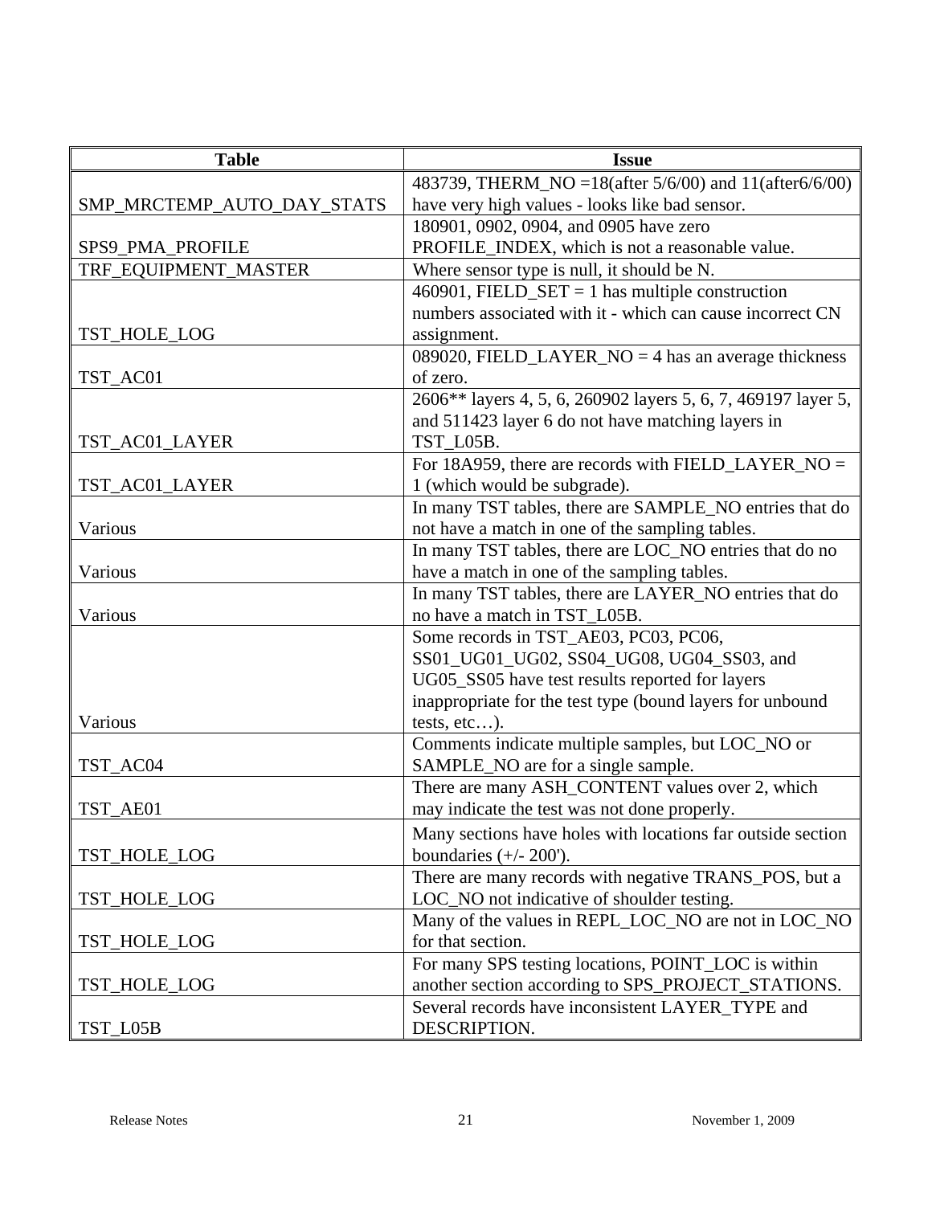| Table | Issue |
|---|---|
| SMP_MRCTEMP_AUTO_DAY_STATS | 483739, THERM_NO =18(after 5/6/00) and 11(after6/6/00) have very high values - looks like bad sensor. |
| SPS9_PMA_PROFILE | 180901, 0902, 0904, and 0905 have zero PROFILE_INDEX, which is not a reasonable value. |
| TRF_EQUIPMENT_MASTER | Where sensor type is null, it should be N. |
| TST_HOLE_LOG | 460901, FIELD_SET = 1 has multiple construction numbers associated with it - which can cause incorrect CN assignment. |
| TST_AC01 | 089020, FIELD_LAYER_NO = 4 has an average thickness of zero. |
| TST_AC01_LAYER | 2606** layers 4, 5, 6, 260902 layers 5, 6, 7, 469197 layer 5, and 511423 layer 6 do not have matching layers in TST_L05B. |
| TST_AC01_LAYER | For 18A959, there are records with FIELD_LAYER_NO = 1 (which would be subgrade). |
| Various | In many TST tables, there are SAMPLE_NO entries that do not have a match in one of the sampling tables. |
| Various | In many TST tables, there are LOC_NO entries that do no have a match in one of the sampling tables. |
| Various | In many TST tables, there are LAYER_NO entries that do no have a match in TST_L05B. |
| Various | Some records in TST_AE03, PC03, PC06, SS01_UG01_UG02, SS04_UG08, UG04_SS03, and UG05_SS05 have test results reported for layers inappropriate for the test type (bound layers for unbound tests, etc…). |
| TST_AC04 | Comments indicate multiple samples, but LOC_NO or SAMPLE_NO are for a single sample. |
| TST_AE01 | There are many ASH_CONTENT values over 2, which may indicate the test was not done properly. |
| TST_HOLE_LOG | Many sections have holes with locations far outside section boundaries (+/- 200'). |
| TST_HOLE_LOG | There are many records with negative TRANS_POS, but a LOC_NO not indicative of shoulder testing. |
| TST_HOLE_LOG | Many of the values in REPL_LOC_NO are not in LOC_NO for that section. |
| TST_HOLE_LOG | For many SPS testing locations, POINT_LOC is within another section according to SPS_PROJECT_STATIONS. |
| TST_L05B | Several records have inconsistent LAYER_TYPE and DESCRIPTION. |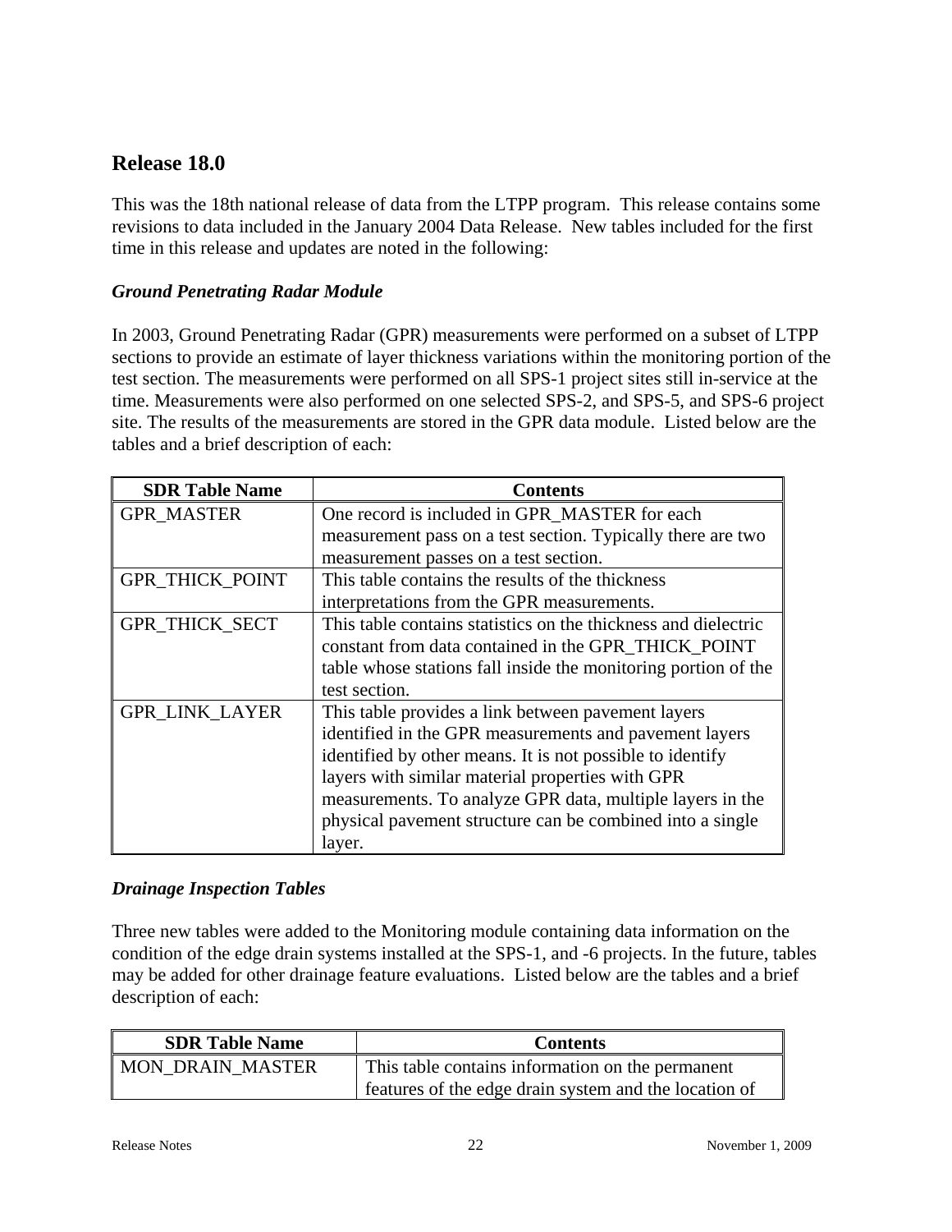## Release 18.0

This was the 18th national release of data from the LTPP program. This release contains some revisions to data included in the January 2004 Data Release. New tables included for the first time in this release and updates are noted in the following:

### *Ground Penetrating Radar Module*

In 2003, Ground Penetrating Radar (GPR) measurements were performed on a subset of LTPP sections to provide an estimate of layer thickness variations within the monitoring portion of the test section. The measurements were performed on all SPS-1 project sites still in-service at the time. Measurements were also performed on one selected SPS-2, and SPS-5, and SPS-6 project site. The results of the measurements are stored in the GPR data module. Listed below are the tables and a brief description of each:

| SDR Table Name | Contents |
|---|---|
| GPR_MASTER | One record is included in GPR_MASTER for each measurement pass on a test section. Typically there are two measurement passes on a test section. |
| GPR_THICK_POINT | This table contains the results of the thickness interpretations from the GPR measurements. |
| GPR_THICK_SECT | This table contains statistics on the thickness and dielectric constant from data contained in the GPR_THICK_POINT table whose stations fall inside the monitoring portion of the test section. |
| GPR_LINK_LAYER | This table provides a link between pavement layers identified in the GPR measurements and pavement layers identified by other means. It is not possible to identify layers with similar material properties with GPR measurements. To analyze GPR data, multiple layers in the physical pavement structure can be combined into a single layer. |

### *Drainage Inspection Tables*

Three new tables were added to the Monitoring module containing data information on the condition of the edge drain systems installed at the SPS-1, and -6 projects. In the future, tables may be added for other drainage feature evaluations. Listed below are the tables and a brief description of each:

| SDR Table Name | Contents |
|---|---|
| MON_DRAIN_MASTER | This table contains information on the permanent features of the edge drain system and the location of |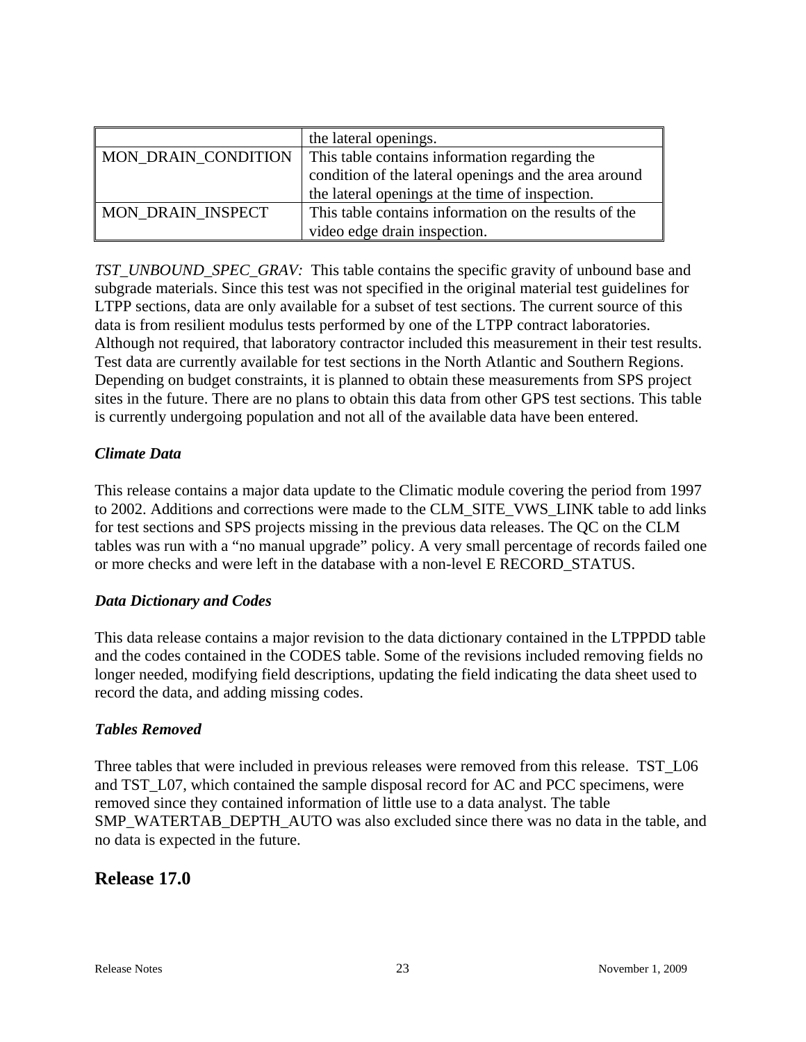| | |
|---|---|
| | the lateral openings. |
| MON_DRAIN_CONDITION | This table contains information regarding the condition of the lateral openings and the area around the lateral openings at the time of inspection. |
| MON_DRAIN_INSPECT | This table contains information on the results of the video edge drain inspection. |

*TST_UNBOUND_SPEC_GRAV:* This table contains the specific gravity of unbound base and subgrade materials. Since this test was not specified in the original material test guidelines for LTPP sections, data are only available for a subset of test sections. The current source of this data is from resilient modulus tests performed by one of the LTPP contract laboratories. Although not required, that laboratory contractor included this measurement in their test results. Test data are currently available for test sections in the North Atlantic and Southern Regions. Depending on budget constraints, it is planned to obtain these measurements from SPS project sites in the future. There are no plans to obtain this data from other GPS test sections. This table is currently undergoing population and not all of the available data have been entered.

### *Climate Data*

This release contains a major data update to the Climatic module covering the period from 1997 to 2002. Additions and corrections were made to the CLM_SITE_VWS_LINK table to add links for test sections and SPS projects missing in the previous data releases. The QC on the CLM tables was run with a "no manual upgrade" policy. A very small percentage of records failed one or more checks and were left in the database with a non-level E RECORD_STATUS.

### *Data Dictionary and Codes*

This data release contains a major revision to the data dictionary contained in the LTPPDD table and the codes contained in the CODES table. Some of the revisions included removing fields no longer needed, modifying field descriptions, updating the field indicating the data sheet used to record the data, and adding missing codes.

### *Tables Removed*

Three tables that were included in previous releases were removed from this release. TST_L06 and TST_L07, which contained the sample disposal record for AC and PCC specimens, were removed since they contained information of little use to a data analyst. The table SMP_WATERTAB_DEPTH_AUTO was also excluded since there was no data in the table, and no data is expected in the future.

## Release 17.0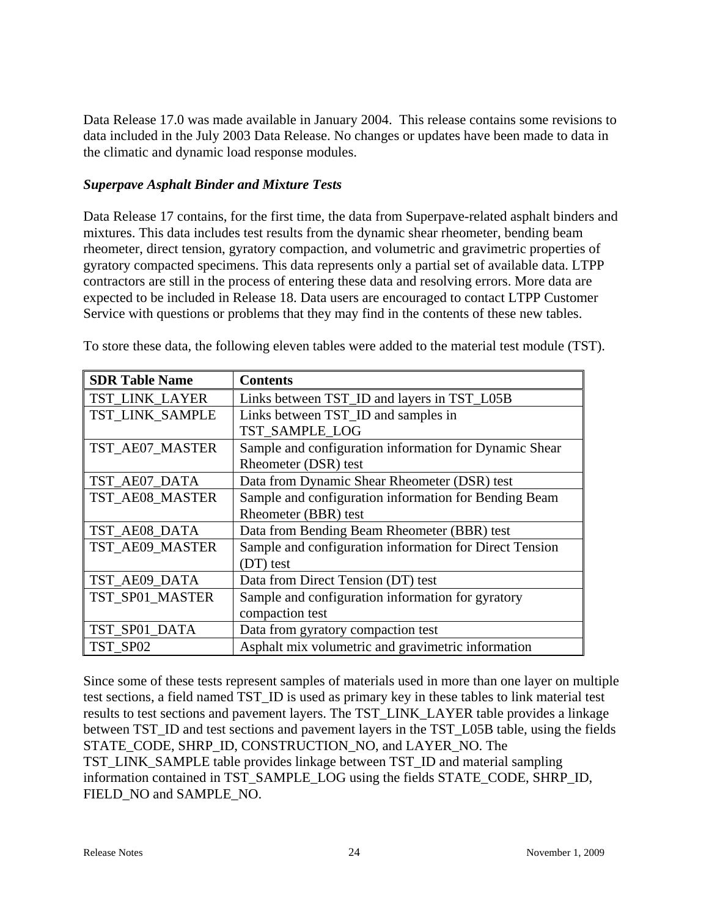Data Release 17.0 was made available in January 2004. This release contains some revisions to data included in the July 2003 Data Release. No changes or updates have been made to data in the climatic and dynamic load response modules.

### *Superpave Asphalt Binder and Mixture Tests*

Data Release 17 contains, for the first time, the data from Superpave-related asphalt binders and mixtures. This data includes test results from the dynamic shear rheometer, bending beam rheometer, direct tension, gyratory compaction, and volumetric and gravimetric properties of gyratory compacted specimens. This data represents only a partial set of available data. LTPP contractors are still in the process of entering these data and resolving errors. More data are expected to be included in Release 18. Data users are encouraged to contact LTPP Customer Service with questions or problems that they may find in the contents of these new tables.

To store these data, the following eleven tables were added to the material test module (TST).

| SDR Table Name | Contents |
| --- | --- |
| TST_LINK_LAYER | Links between TST_ID and layers in TST_L05B |
| TST_LINK_SAMPLE | Links between TST_ID and samples in TST_SAMPLE_LOG |
| TST_AE07_MASTER | Sample and configuration information for Dynamic Shear Rheometer (DSR) test |
| TST_AE07_DATA | Data from Dynamic Shear Rheometer (DSR) test |
| TST_AE08_MASTER | Sample and configuration information for Bending Beam Rheometer (BBR) test |
| TST_AE08_DATA | Data from Bending Beam Rheometer (BBR) test |
| TST_AE09_MASTER | Sample and configuration information for Direct Tension (DT) test |
| TST_AE09_DATA | Data from Direct Tension (DT) test |
| TST_SP01_MASTER | Sample and configuration information for gyratory compaction test |
| TST_SP01_DATA | Data from gyratory compaction test |
| TST_SP02 | Asphalt mix volumetric and gravimetric information |

Since some of these tests represent samples of materials used in more than one layer on multiple test sections, a field named TST_ID is used as primary key in these tables to link material test results to test sections and pavement layers. The TST_LINK_LAYER table provides a linkage between TST_ID and test sections and pavement layers in the TST_L05B table, using the fields STATE_CODE, SHRP_ID, CONSTRUCTION_NO, and LAYER_NO. The TST_LINK_SAMPLE table provides linkage between TST_ID and material sampling information contained in TST_SAMPLE_LOG using the fields STATE_CODE, SHRP_ID, FIELD_NO and SAMPLE_NO.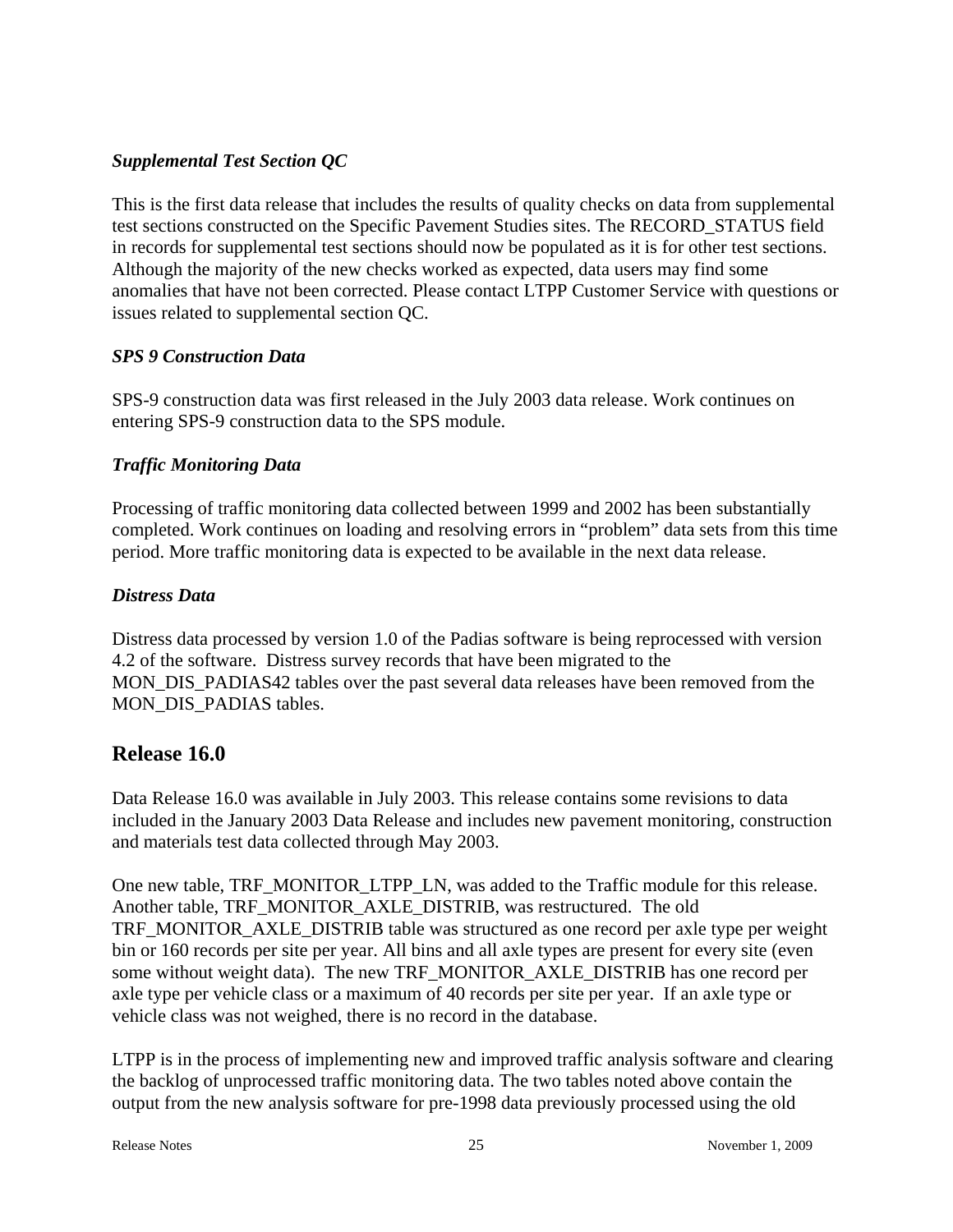### *Supplemental Test Section QC*

This is the first data release that includes the results of quality checks on data from supplemental test sections constructed on the Specific Pavement Studies sites. The RECORD_STATUS field in records for supplemental test sections should now be populated as it is for other test sections. Although the majority of the new checks worked as expected, data users may find some anomalies that have not been corrected. Please contact LTPP Customer Service with questions or issues related to supplemental section QC.

### *SPS 9 Construction Data*

SPS-9 construction data was first released in the July 2003 data release. Work continues on entering SPS-9 construction data to the SPS module.

### *Traffic Monitoring Data*

Processing of traffic monitoring data collected between 1999 and 2002 has been substantially completed. Work continues on loading and resolving errors in "problem" data sets from this time period. More traffic monitoring data is expected to be available in the next data release.

### *Distress Data*

Distress data processed by version 1.0 of the Padias software is being reprocessed with version 4.2 of the software. Distress survey records that have been migrated to the MON_DIS_PADIAS42 tables over the past several data releases have been removed from the MON_DIS_PADIAS tables.

## Release 16.0

Data Release 16.0 was available in July 2003. This release contains some revisions to data included in the January 2003 Data Release and includes new pavement monitoring, construction and materials test data collected through May 2003.

One new table, TRF_MONITOR_LTPP_LN, was added to the Traffic module for this release. Another table, TRF_MONITOR_AXLE_DISTRIB, was restructured. The old TRF_MONITOR_AXLE_DISTRIB table was structured as one record per axle type per weight bin or 160 records per site per year. All bins and all axle types are present for every site (even some without weight data). The new TRF_MONITOR_AXLE_DISTRIB has one record per axle type per vehicle class or a maximum of 40 records per site per year. If an axle type or vehicle class was not weighed, there is no record in the database.

LTPP is in the process of implementing new and improved traffic analysis software and clearing the backlog of unprocessed traffic monitoring data. The two tables noted above contain the output from the new analysis software for pre-1998 data previously processed using the old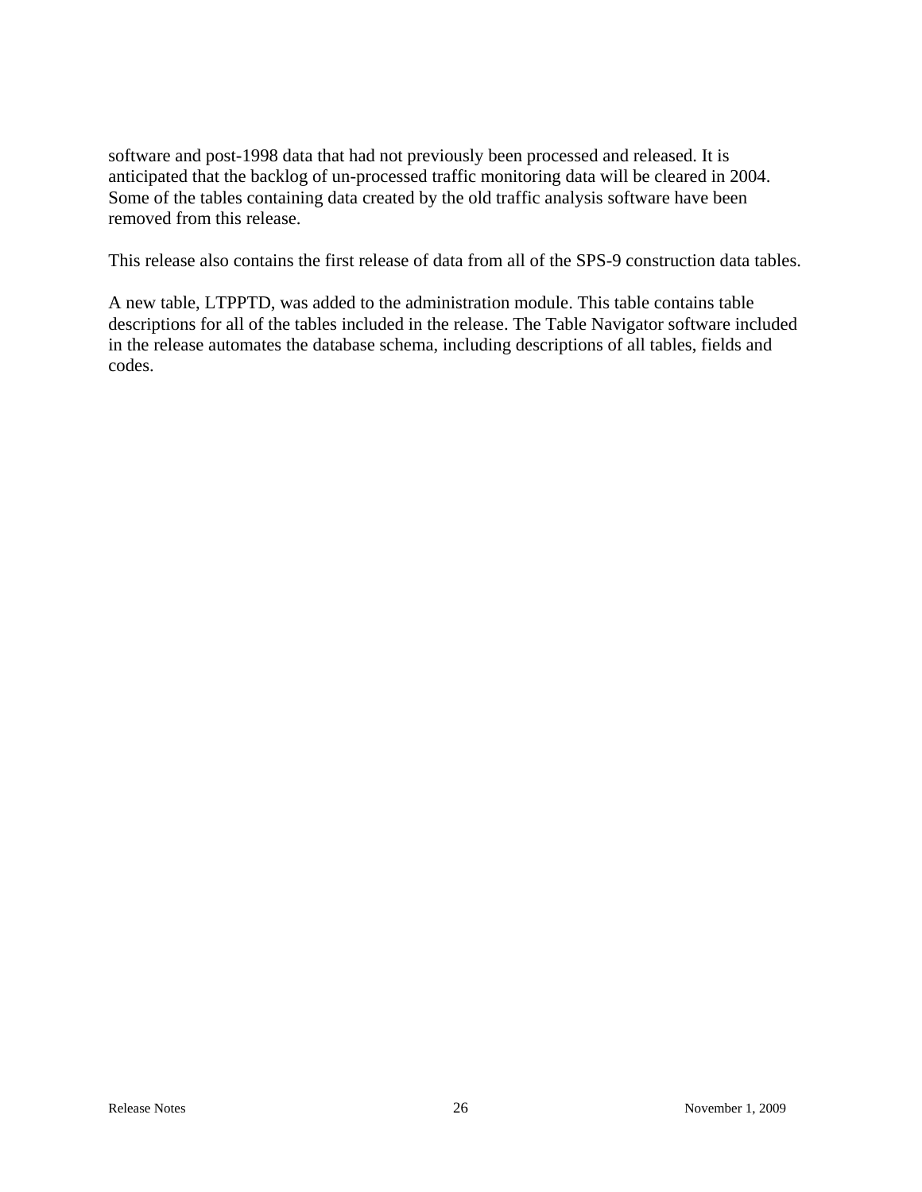software and post-1998 data that had not previously been processed and released. It is anticipated that the backlog of un-processed traffic monitoring data will be cleared in 2004. Some of the tables containing data created by the old traffic analysis software have been removed from this release.

This release also contains the first release of data from all of the SPS-9 construction data tables.

A new table, LTPPTD, was added to the administration module. This table contains table descriptions for all of the tables included in the release. The Table Navigator software included in the release automates the database schema, including descriptions of all tables, fields and codes.